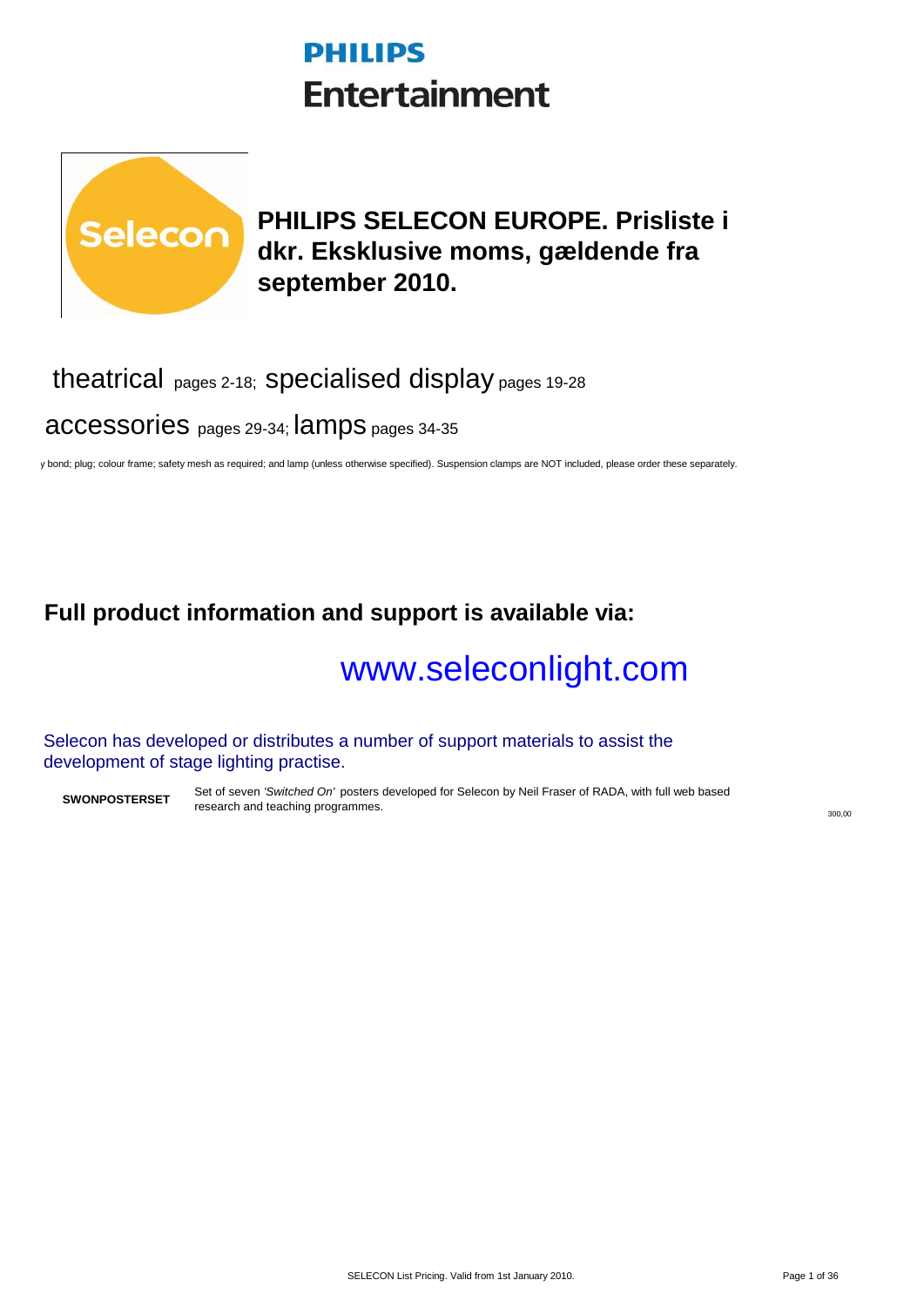# PHILIPS

# Entertainment

Selecon

## PHILIPS SELECON EUROPE. Prisliste i dkr. Eksklusive moms, gældende fra september 2010.

theatrical pages 2-18; specialised display pages 19-28

accessories pages 29-34; lamps pages 34-35

y bond; plug; colour frame; safety mesh as required; and lamp (unless otherwise specified). Suspension clamps are NOT included, please order these separately.

## Full product information and support is available via:

www.seleconlight.com

Selecon has developed or distributes a number of support materials to assist the development of stage lighting practise.

| | | |
|---|---|---|
| **SWONPOSTERSET** | Set of seven *'Switched On'* posters developed for Selecon by Neil Fraser of RADA, with full web based research and teaching programmes. | 300,00 |

SELECON List Pricing. Valid from 1st January 2010.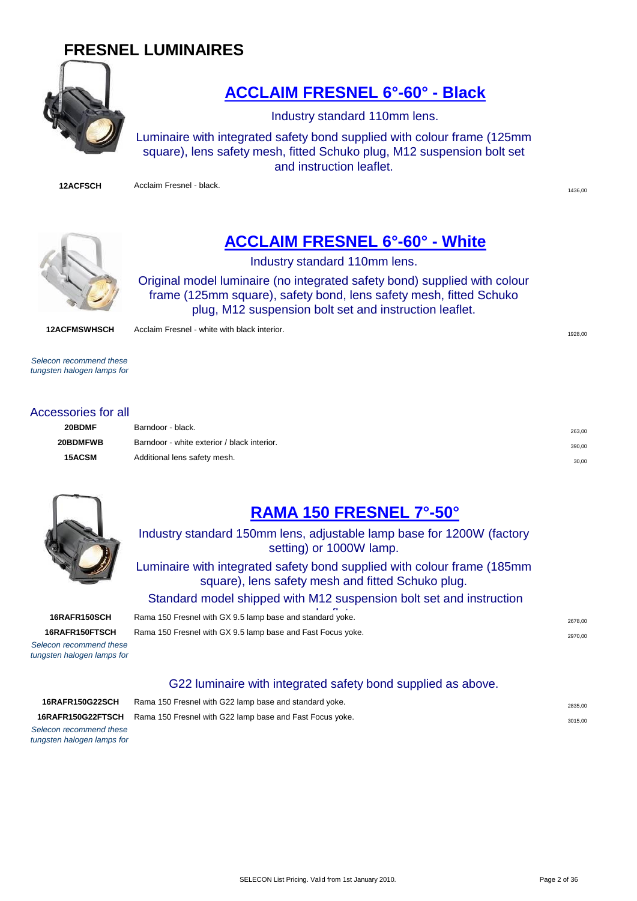# FRESNEL LUMINAIRES

## ACCLAIM FRESNEL 6°-60° - Black

Industry standard 110mm lens.

Luminaire with integrated safety bond supplied with colour frame (125mm square), lens safety mesh, fitted Schuko plug, M12 suspension bolt set and instruction leaflet.

| | | |
|---|---|---|
| **12ACFSCH** | Acclaim Fresnel - black. | 1436,00 |

## ACCLAIM FRESNEL 6°-60° - White

Industry standard 110mm lens.

Original model luminaire (no integrated safety bond) supplied with colour frame (125mm square), safety bond, lens safety mesh, fitted Schuko plug, M12 suspension bolt set and instruction leaflet.

| | | |
|---|---|---|
| **12ACFMSWHSCH** | Acclaim Fresnel - white with black interior. | 1928,00 |

*Selecon recommend these tungsten halogen lamps for*

### Accessories for all

| | | |
|---|---|---|
| **20BDMF** | Barndoor - black. | 263,00 |
| **20BDMFWB** | Barndoor - white exterior / black interior. | 390,00 |
| **15ACSM** | Additional lens safety mesh. | 30,00 |

## RAMA 150 FRESNEL 7°-50°

Industry standard 150mm lens, adjustable lamp base for 1200W (factory setting) or 1000W lamp.

Luminaire with integrated safety bond supplied with colour frame (185mm square), lens safety mesh and fitted Schuko plug.

Standard model shipped with M12 suspension bolt set and instruction leaflet.

| | | |
|---|---|---|
| **16RAFR150SCH** | Rama 150 Fresnel with GX 9.5 lamp base and standard yoke. | 2678,00 |
| **16RAFR150FTSCH** | Rama 150 Fresnel with GX 9.5 lamp base and Fast Focus yoke. | 2970,00 |

*Selecon recommend these tungsten halogen lamps for*

### G22 luminaire with integrated safety bond supplied as above.

| | | |
|---|---|---|
| **16RAFR150G22SCH** | Rama 150 Fresnel with G22 lamp base and standard yoke. | 2835,00 |
| **16RAFR150G22FTSCH** | Rama 150 Fresnel with G22 lamp base and Fast Focus yoke. | 3015,00 |

*Selecon recommend these tungsten halogen lamps for*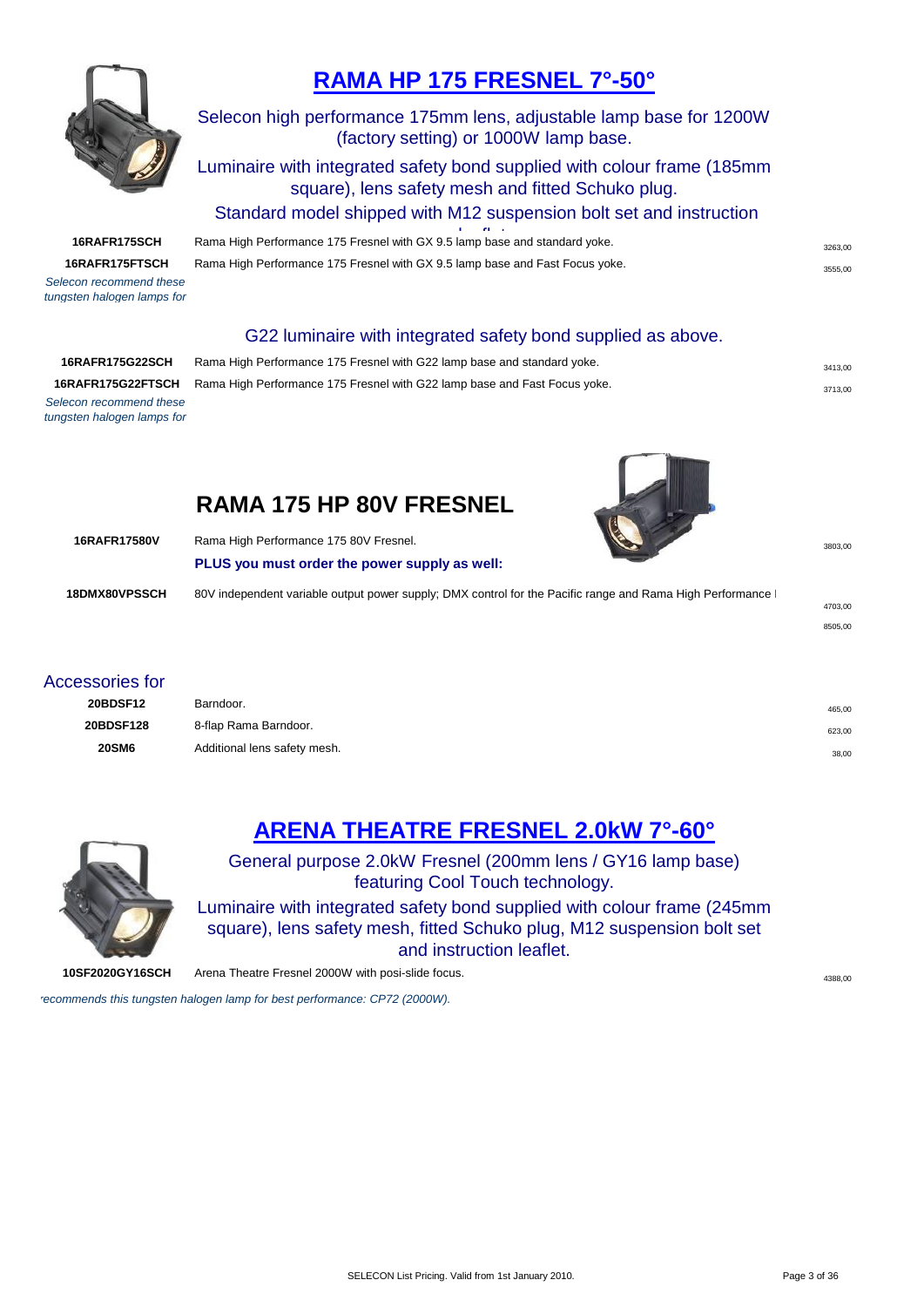## RAMA HP 175 FRESNEL 7°-50°

Selecon high performance 175mm lens, adjustable lamp base for 1200W (factory setting) or 1000W lamp base.

Luminaire with integrated safety bond supplied with colour frame (185mm square), lens safety mesh and fitted Schuko plug.

Standard model shipped with M12 suspension bolt set and instruction leaflet.

| | | |
|---|---|---|
| **16RAFR175SCH** | Rama High Performance 175 Fresnel with GX 9.5 lamp base and standard yoke. | 3263,00 |
| **16RAFR175FTSCH** | Rama High Performance 175 Fresnel with GX 9.5 lamp base and Fast Focus yoke. | 3555,00 |

*Selecon recommend these tungsten halogen lamps for*

G22 luminaire with integrated safety bond supplied as above.

| | | |
|---|---|---|
| **16RAFR175G22SCH** | Rama High Performance 175 Fresnel with G22 lamp base and standard yoke. | 3413,00 |
| **16RAFR175G22FTSCH** | Rama High Performance 175 Fresnel with G22 lamp base and Fast Focus yoke. | 3713,00 |

*Selecon recommend these tungsten halogen lamps for*

## RAMA 175 HP 80V FRESNEL

| | | |
|---|---|---|
| **16RAFR17580V** | Rama High Performance 175 80V Fresnel. | 3803,00 |
| | **PLUS you must order the power supply as well:** | |
| **18DMX80VPSSCH** | 80V independent variable output power supply; DMX control for the Pacific range and Rama High Performance | 4703,00 |
| | | 8505,00 |

### Accessories for

| | | |
|---|---|---|
| **20BDSF12** | Barndoor. | 465,00 |
| **20BDSF128** | 8-flap Rama Barndoor. | 623,00 |
| **20SM6** | Additional lens safety mesh. | 38,00 |

## ARENA THEATRE FRESNEL 2.0kW 7°-60°

General purpose 2.0kW Fresnel (200mm lens / GY16 lamp base) featuring Cool Touch technology.

Luminaire with integrated safety bond supplied with colour frame (245mm square), lens safety mesh, fitted Schuko plug, M12 suspension bolt set and instruction leaflet.

| | | |
|---|---|---|
| **10SF2020GY16SCH** | Arena Theatre Fresnel 2000W with posi-slide focus. | 4388,00 |

*recommends this tungsten halogen lamp for best performance: CP72 (2000W).*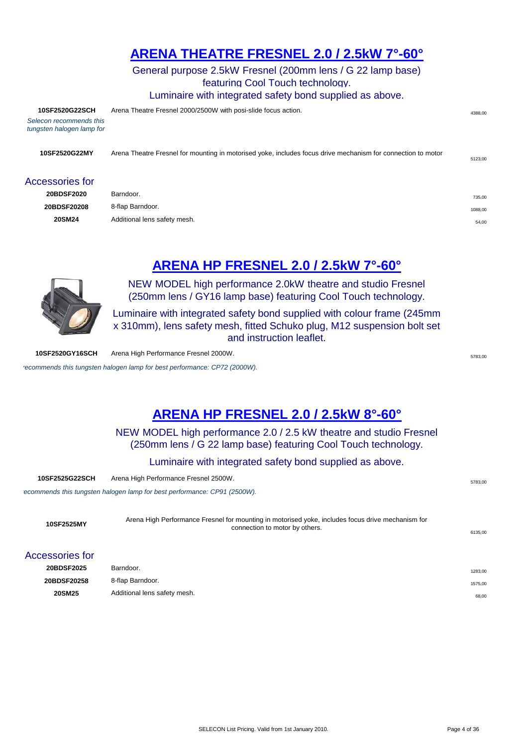## ARENA THEATRE FRESNEL 2.0 / 2.5kW 7°-60°

General purpose 2.5kW Fresnel (200mm lens / G 22 lamp base) featuring Cool Touch technology.

Luminaire with integrated safety bond supplied as above.

| Code | Description | Price |
|---|---|---|
| **10SF2520G22SCH** | Arena Theatre Fresnel 2000/2500W with posi-slide focus action. | 4388,00 |
| *Selecon recommends this tungsten halogen lamp for* | | |
| **10SF2520G22MY** | Arena Theatre Fresnel for mounting in motorised yoke, includes focus drive mechanism for connection to motor | 5123,00 |

### Accessories for

| Code | Description | Price |
|---|---|---|
| **20BDSF2020** | Barndoor. | 735,00 |
| **20BDSF20208** | 8-flap Barndoor. | 1088,00 |
| **20SM24** | Additional lens safety mesh. | 54,00 |

## ARENA HP FRESNEL 2.0 / 2.5kW 7°-60°

NEW MODEL high performance 2.0kW theatre and studio Fresnel (250mm lens / GY16 lamp base) featuring Cool Touch technology.

Luminaire with integrated safety bond supplied with colour frame (245mm x 310mm), lens safety mesh, fitted Schuko plug, M12 suspension bolt set and instruction leaflet.

| Code | Description | Price |
|---|---|---|
| **10SF2520GY16SCH** | Arena High Performance Fresnel 2000W. | 5783,00 |

*recommends this tungsten halogen lamp for best performance: CP72 (2000W).*

## ARENA HP FRESNEL 2.0 / 2.5kW 8°-60°

NEW MODEL high performance 2.0 / 2.5 kW theatre and studio Fresnel (250mm lens / G 22 lamp base) featuring Cool Touch technology.

Luminaire with integrated safety bond supplied as above.

| Code | Description | Price |
|---|---|---|
| **10SF2525G22SCH** | Arena High Performance Fresnel 2500W. | 5783,00 |

*ecommends this tungsten halogen lamp for best performance: CP91 (2500W).*

| Code | Description | Price |
|---|---|---|
| **10SF2525MY** | Arena High Performance Fresnel for mounting in motorised yoke, includes focus drive mechanism for connection to motor by others. | 6135,00 |

### Accessories for

| Code | Description | Price |
|---|---|---|
| **20BDSF2025** | Barndoor. | 1283,00 |
| **20BDSF20258** | 8-flap Barndoor. | 1575,00 |
| **20SM25** | Additional lens safety mesh. | 68,00 |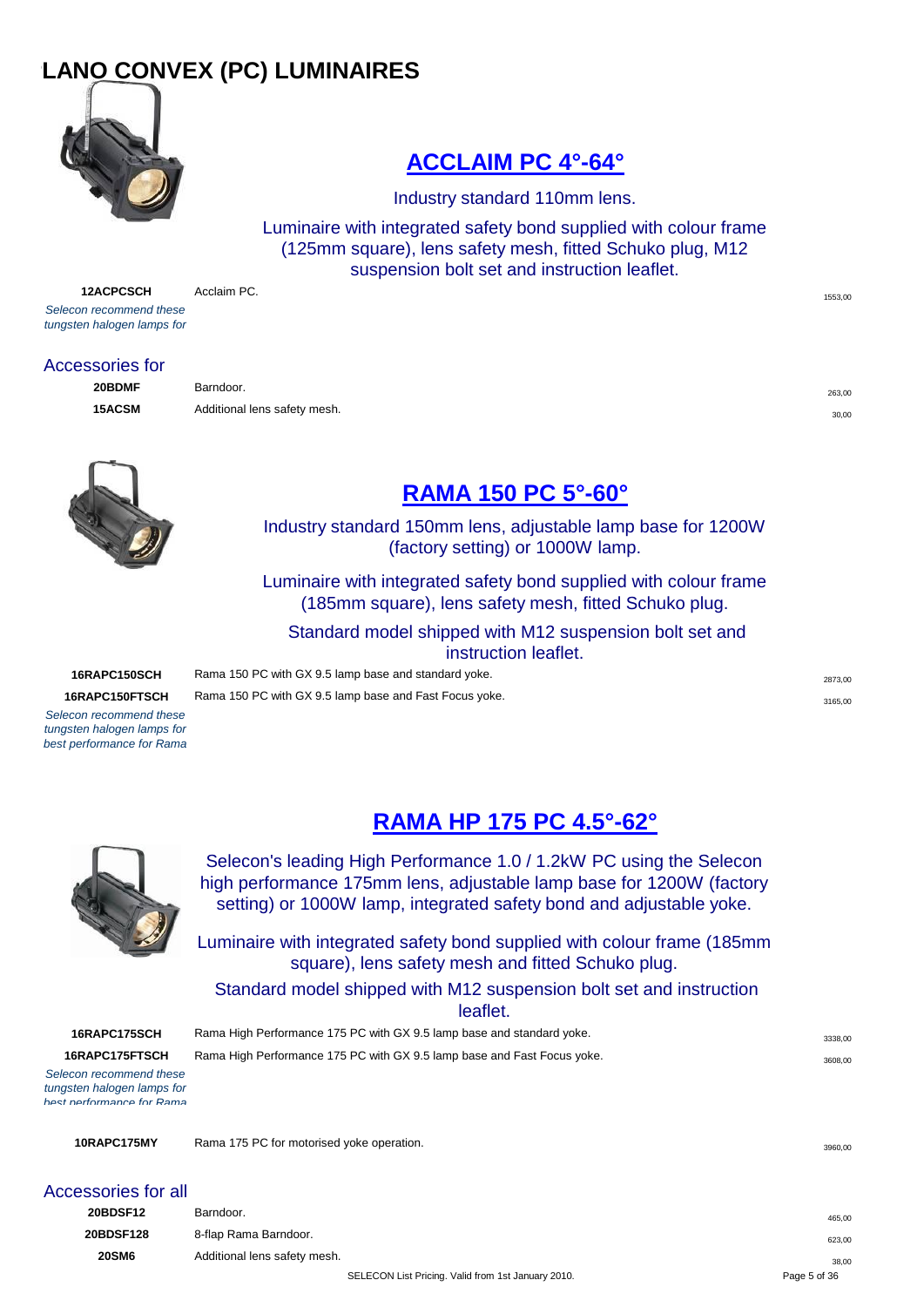# LANO CONVEX (PC) LUMINAIRES

## ACCLAIM PC 4°-64°

Industry standard 110mm lens.

Luminaire with integrated safety bond supplied with colour frame (125mm square), lens safety mesh, fitted Schuko plug, M12 suspension bolt set and instruction leaflet.

| | | |
|---|---|---|
| **12ACPCSCH** | Acclaim PC. | 1553,00 |

*Selecon recommend these tungsten halogen lamps for*

### Accessories for

| | | |
|---|---|---|
| **20BDMF** | Barndoor. | 263,00 |
| **15ACSM** | Additional lens safety mesh. | 30,00 |

## RAMA 150 PC 5°-60°

Industry standard 150mm lens, adjustable lamp base for 1200W (factory setting) or 1000W lamp.

Luminaire with integrated safety bond supplied with colour frame (185mm square), lens safety mesh, fitted Schuko plug.

Standard model shipped with M12 suspension bolt set and instruction leaflet.

| | | |
|---|---|---|
| **16RAPC150SCH** | Rama 150 PC with GX 9.5 lamp base and standard yoke. | 2873,00 |
| **16RAPC150FTSCH** | Rama 150 PC with GX 9.5 lamp base and Fast Focus yoke. | 3165,00 |

*Selecon recommend these tungsten halogen lamps for best performance for Rama*

## RAMA HP 175 PC 4.5°-62°

Selecon's leading High Performance 1.0 / 1.2kW PC using the Selecon high performance 175mm lens, adjustable lamp base for 1200W (factory setting) or 1000W lamp, integrated safety bond and adjustable yoke.

Luminaire with integrated safety bond supplied with colour frame (185mm square), lens safety mesh and fitted Schuko plug.

Standard model shipped with M12 suspension bolt set and instruction leaflet.

| | | |
|---|---|---|
| **16RAPC175SCH** | Rama High Performance 175 PC with GX 9.5 lamp base and standard yoke. | 3338,00 |
| **16RAPC175FTSCH** | Rama High Performance 175 PC with GX 9.5 lamp base and Fast Focus yoke. | 3608,00 |

*Selecon recommend these tungsten halogen lamps for best performance for Rama*

| | | |
|---|---|---|
| **10RAPC175MY** | Rama 175 PC for motorised yoke operation. | 3960,00 |

### Accessories for all

| | | |
|---|---|---|
| **20BDSF12** | Barndoor. | 465,00 |
| **20BDSF128** | 8-flap Rama Barndoor. | 623,00 |
| **20SM6** | Additional lens safety mesh. | 38,00 |

SELECON List Pricing. Valid from 1st January 2010.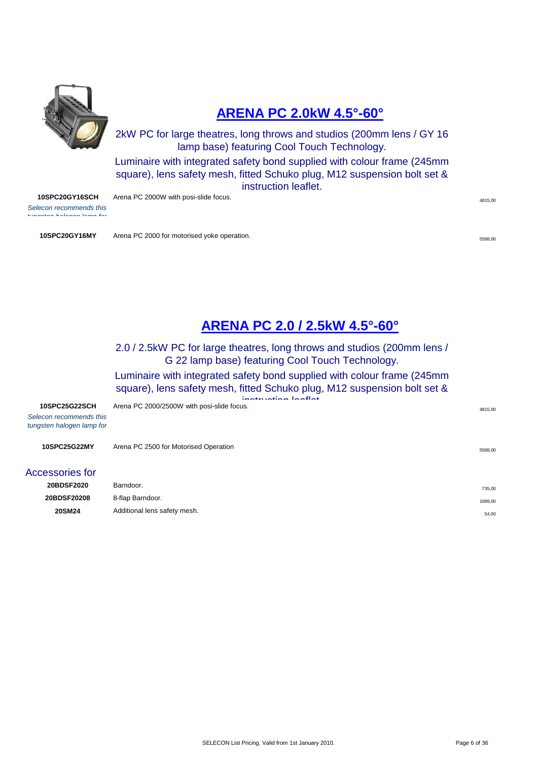## ARENA PC 2.0kW 4.5°-60°

2kW PC for large theatres, long throws and studios (200mm lens / GY 16 lamp base) featuring Cool Touch Technology.

Luminaire with integrated safety bond supplied with colour frame (245mm square), lens safety mesh, fitted Schuko plug, M12 suspension bolt set & instruction leaflet.

| Code | Description | Price |
|---|---|---|
| **10SPC20GY16SCH** *Selecon recommends this tungsten halogen lamp for* | Arena PC 2000W with posi-slide focus. | 4815,00 |
| **10SPC20GY16MY** | Arena PC 2000 for motorised yoke operation. | 5588,00 |

## ARENA PC 2.0 / 2.5kW 4.5°-60°

2.0 / 2.5kW PC for large theatres, long throws and studios (200mm lens / G 22 lamp base) featuring Cool Touch Technology.

Luminaire with integrated safety bond supplied with colour frame (245mm square), lens safety mesh, fitted Schuko plug, M12 suspension bolt set & instruction leaflet

| Code | Description | Price |
|---|---|---|
| **10SPC25G22SCH** *Selecon recommends this tungsten halogen lamp for* | Arena PC 2000/2500W with posi-slide focus. | 4815,00 |
| **10SPC25G22MY** | Arena PC 2500 for Motorised Operation | 5588,00 |

### Accessories for

| Code | Description | Price |
|---|---|---|
| **20BDSF2020** | Barndoor. | 735,00 |
| **20BDSF20208** | 8-flap Barndoor. | 1088,00 |
| **20SM24** | Additional lens safety mesh. | 54,00 |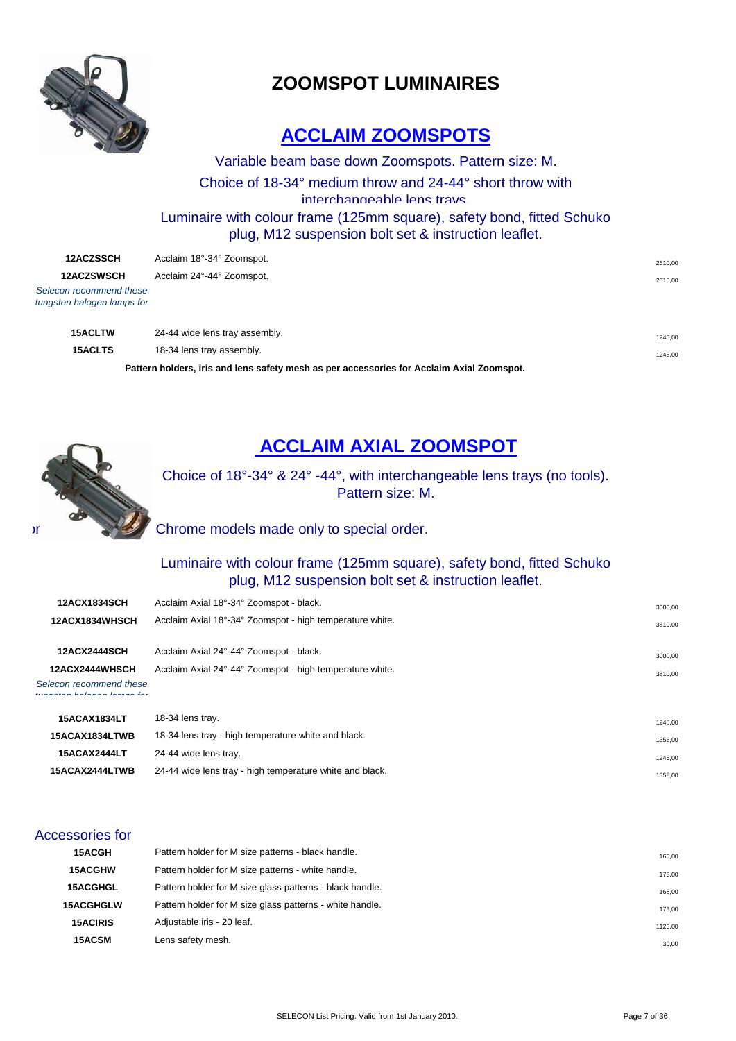# ZOOMSPOT LUMINAIRES

## ACCLAIM ZOOMSPOTS

Variable beam base down Zoomspots. Pattern size: M.

Choice of 18-34° medium throw and 24-44° short throw with interchangeable lens trays.

Luminaire with colour frame (125mm square), safety bond, fitted Schuko plug, M12 suspension bolt set & instruction leaflet.

| Code | Description | Price |
|---|---|---|
| 12ACZSSCH | Acclaim 18°-34° Zoomspot. | 2610,00 |
| 12ACZSWSCH | Acclaim 24°-44° Zoomspot. | 2610,00 |

*Selecon recommend these tungsten halogen lamps for*

| Code | Description | Price |
|---|---|---|
| 15ACLTW | 24-44 wide lens tray assembly. | 1245,00 |
| 15ACLTS | 18-34 lens tray assembly. | 1245,00 |

**Pattern holders, iris and lens safety mesh as per accessories for Acclaim Axial Zoomspot.**

## ACCLAIM AXIAL ZOOMSPOT

Choice of 18°-34° & 24° -44°, with interchangeable lens trays (no tools). Pattern size: M.

Chrome models made only to special order.

Luminaire with colour frame (125mm square), safety bond, fitted Schuko plug, M12 suspension bolt set & instruction leaflet.

| Code | Description | Price |
|---|---|---|
| 12ACX1834SCH | Acclaim Axial 18°-34° Zoomspot - black. | 3000,00 |
| 12ACX1834WHSCH | Acclaim Axial 18°-34° Zoomspot - high temperature white. | 3810,00 |
| 12ACX2444SCH | Acclaim Axial 24°-44° Zoomspot - black. | 3000,00 |
| 12ACX2444WHSCH | Acclaim Axial 24°-44° Zoomspot - high temperature white. | 3810,00 |

*Selecon recommend these tungsten halogen lamps for*

| Code | Description | Price |
|---|---|---|
| 15ACAX1834LT | 18-34 lens tray. | 1245,00 |
| 15ACAX1834LTWB | 18-34 lens tray - high temperature white and black. | 1358,00 |
| 15ACAX2444LT | 24-44 wide lens tray. | 1245,00 |
| 15ACAX2444LTWB | 24-44 wide lens tray - high temperature white and black. | 1358,00 |

### Accessories for

| Code | Description | Price |
|---|---|---|
| 15ACGH | Pattern holder for M size patterns - black handle. | 165,00 |
| 15ACGHW | Pattern holder for M size patterns - white handle. | 173,00 |
| 15ACGHGL | Pattern holder for M size glass patterns - black handle. | 165,00 |
| 15ACGHGLW | Pattern holder for M size glass patterns - white handle. | 173,00 |
| 15ACIRIS | Adjustable iris - 20 leaf. | 1125,00 |
| 15ACSM | Lens safety mesh. | 30,00 |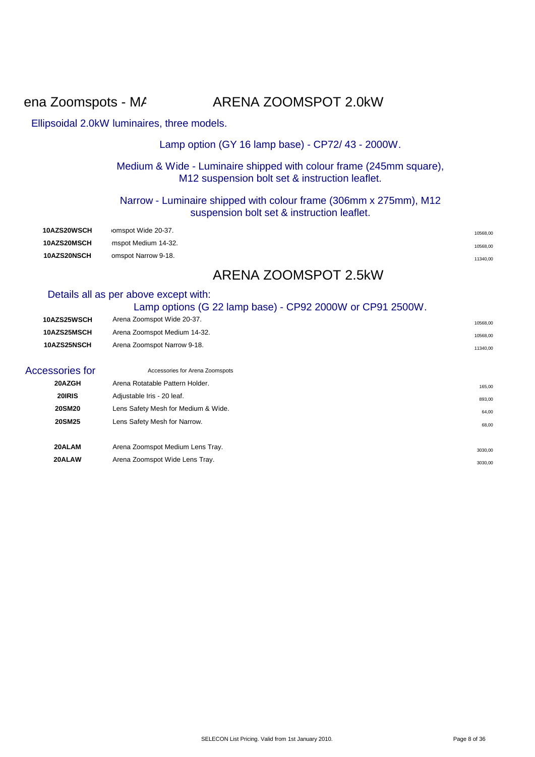ena Zoomspots - MA

# ARENA ZOOMSPOT 2.0kW

Ellipsoidal 2.0kW luminaires, three models.

Lamp option (GY 16 lamp base) - CP72/ 43 - 2000W.

Medium & Wide - Luminaire shipped with colour frame (245mm square), M12 suspension bolt set & instruction leaflet.

Narrow - Luminaire shipped with colour frame (306mm x 275mm), M12 suspension bolt set & instruction leaflet.

| | | |
|---|---|---|
| **10AZS20WSCH** | omspot Wide 20-37. | 10568,00 |
| **10AZS20MSCH** | mspot Medium 14-32. | 10568,00 |
| **10AZS20NSCH** | omspot Narrow 9-18. | 11340,00 |

# ARENA ZOOMSPOT 2.5kW

Details all as per above except with:

Lamp options (G 22 lamp base) - CP92 2000W or CP91 2500W.

| | | |
|---|---|---|
| **10AZS25WSCH** | Arena Zoomspot Wide 20-37. | 10568,00 |
| **10AZS25MSCH** | Arena Zoomspot Medium 14-32. | 10568,00 |
| **10AZS25NSCH** | Arena Zoomspot Narrow 9-18. | 11340,00 |

Accessories for

| | Accessories for Arena Zoomspots | |
|---|---|---|
| **20AZGH** | Arena Rotatable Pattern Holder. | 165,00 |
| **20IRIS** | Adjustable Iris - 20 leaf. | 893,00 |
| **20SM20** | Lens Safety Mesh for Medium & Wide. | 64,00 |
| **20SM25** | Lens Safety Mesh for Narrow. | 68,00 |
| **20ALAM** | Arena Zoomspot Medium Lens Tray. | 3030,00 |
| **20ALAW** | Arena Zoomspot Wide Lens Tray. | 3030,00 |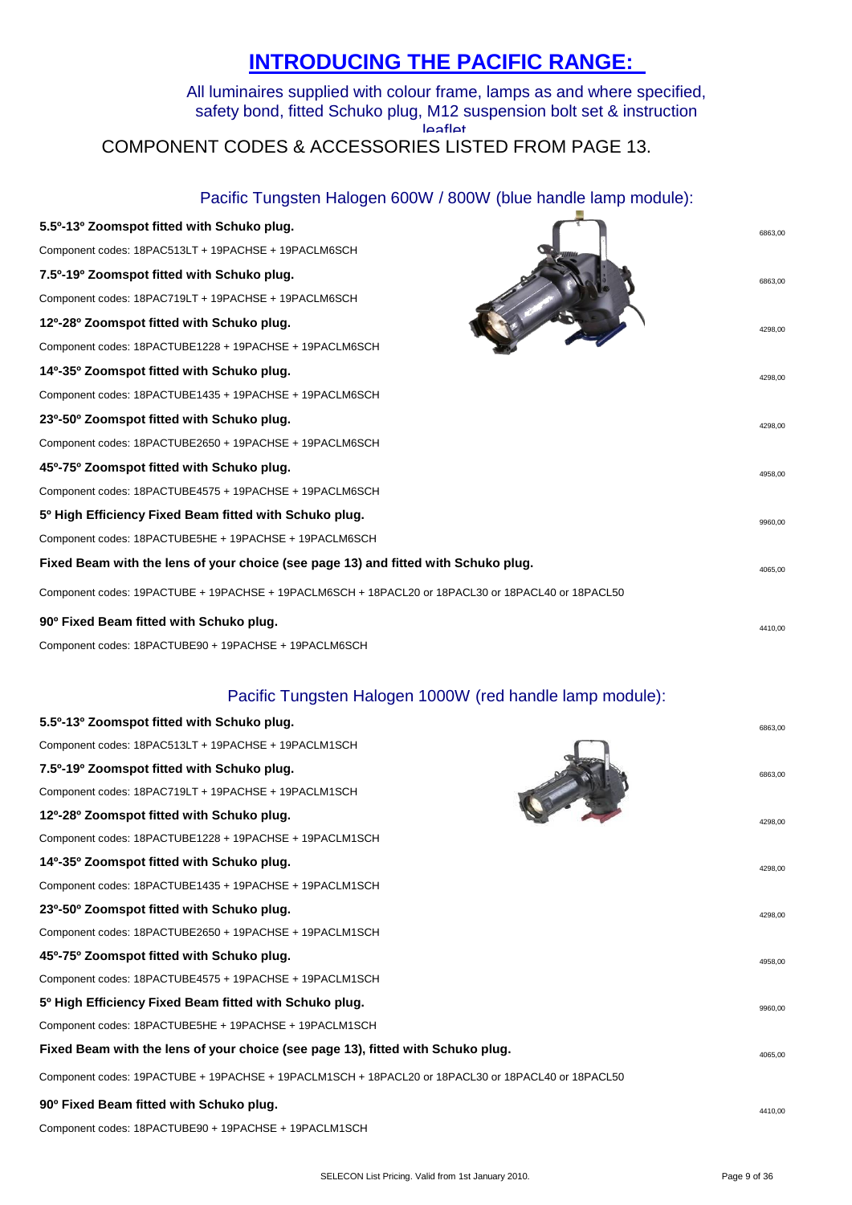# INTRODUCING THE PACIFIC RANGE:

All luminaires supplied with colour frame, lamps as and where specified, safety bond, fitted Schuko plug, M12 suspension bolt set & instruction leaflet

COMPONENT CODES & ACCESSORIES LISTED FROM PAGE 13.

## Pacific Tungsten Halogen 600W / 800W (blue handle lamp module):

| Description | Price |
|---|---|
| **5.5º-13º Zoomspot fitted with Schuko plug.**<br>Component codes: 18PAC513LT + 19PACHSE + 19PACLM6SCH | 6863,00 |
| **7.5º-19º Zoomspot fitted with Schuko plug.**<br>Component codes: 18PAC719LT + 19PACHSE + 19PACLM6SCH | 6863,00 |
| **12º-28º Zoomspot fitted with Schuko plug.**<br>Component codes: 18PACTUBE1228 + 19PACHSE + 19PACLM6SCH | 4298,00 |
| **14º-35º Zoomspot fitted with Schuko plug.**<br>Component codes: 18PACTUBE1435 + 19PACHSE + 19PACLM6SCH | 4298,00 |
| **23º-50º Zoomspot fitted with Schuko plug.**<br>Component codes: 18PACTUBE2650 + 19PACHSE + 19PACLM6SCH | 4298,00 |
| **45º-75º Zoomspot fitted with Schuko plug.**<br>Component codes: 18PACTUBE4575 + 19PACHSE + 19PACLM6SCH | 4958,00 |
| **5º High Efficiency Fixed Beam fitted with Schuko plug.**<br>Component codes: 18PACTUBE5HE + 19PACHSE + 19PACLM6SCH | 9960,00 |
| **Fixed Beam with the lens of your choice (see page 13) and fitted with Schuko plug.**<br>Component codes: 19PACTUBE + 19PACHSE + 19PACLM6SCH + 18PACL20 or 18PACL30 or 18PACL40 or 18PACL50 | 4065,00 |
| **90º Fixed Beam fitted with Schuko plug.**<br>Component codes: 18PACTUBE90 + 19PACHSE + 19PACLM6SCH | 4410,00 |

## Pacific Tungsten Halogen 1000W (red handle lamp module):

| Description | Price |
|---|---|
| **5.5º-13º Zoomspot fitted with Schuko plug.**<br>Component codes: 18PAC513LT + 19PACHSE + 19PACLM1SCH | 6863,00 |
| **7.5º-19º Zoomspot fitted with Schuko plug.**<br>Component codes: 18PAC719LT + 19PACHSE + 19PACLM1SCH | 6863,00 |
| **12º-28º Zoomspot fitted with Schuko plug.**<br>Component codes: 18PACTUBE1228 + 19PACHSE + 19PACLM1SCH | 4298,00 |
| **14º-35º Zoomspot fitted with Schuko plug.**<br>Component codes: 18PACTUBE1435 + 19PACHSE + 19PACLM1SCH | 4298,00 |
| **23º-50º Zoomspot fitted with Schuko plug.**<br>Component codes: 18PACTUBE2650 + 19PACHSE + 19PACLM1SCH | 4298,00 |
| **45º-75º Zoomspot fitted with Schuko plug.**<br>Component codes: 18PACTUBE4575 + 19PACHSE + 19PACLM1SCH | 4958,00 |
| **5º High Efficiency Fixed Beam fitted with Schuko plug.**<br>Component codes: 18PACTUBE5HE + 19PACHSE + 19PACLM1SCH | 9960,00 |
| **Fixed Beam with the lens of your choice (see page 13), fitted with Schuko plug.**<br>Component codes: 19PACTUBE + 19PACHSE + 19PACLM1SCH + 18PACL20 or 18PACL30 or 18PACL40 or 18PACL50 | 4065,00 |
| **90º Fixed Beam fitted with Schuko plug.**<br>Component codes: 18PACTUBE90 + 19PACHSE + 19PACLM1SCH | 4410,00 |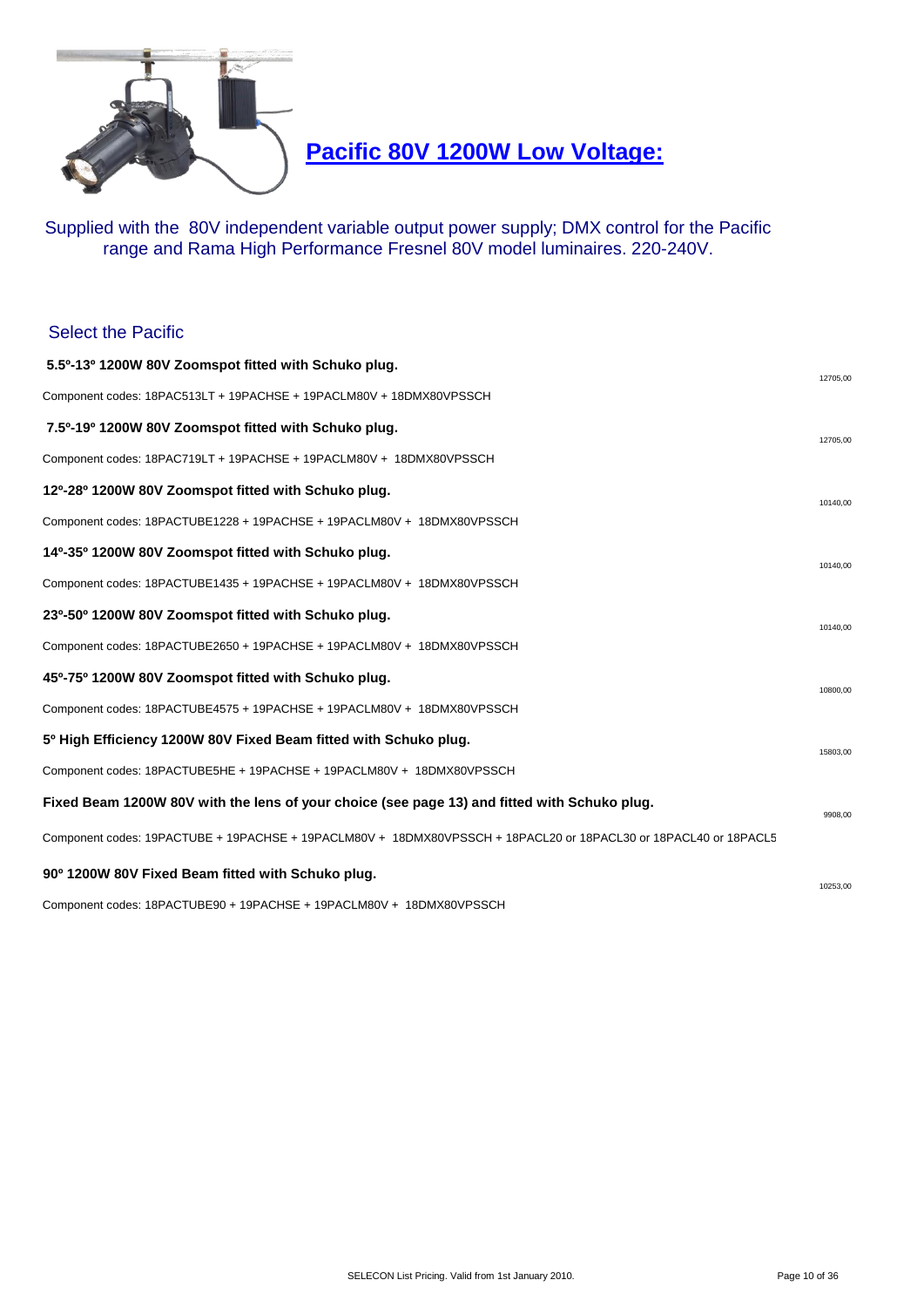# Pacific 80V 1200W Low Voltage:

Supplied with the 80V independent variable output power supply; DMX control for the Pacific range and Rama High Performance Fresnel 80V model luminaires. 220-240V.

## Select the Pacific

| Description | Price |
|---|---|
| **5.5º-13º 1200W 80V Zoomspot fitted with Schuko plug.**<br>Component codes: 18PAC513LT + 19PACHSE + 19PACLM80V + 18DMX80VPSSCH | 12705,00 |
| **7.5º-19º 1200W 80V Zoomspot fitted with Schuko plug.**<br>Component codes: 18PAC719LT + 19PACHSE + 19PACLM80V + 18DMX80VPSSCH | 12705,00 |
| **12º-28º 1200W 80V Zoomspot fitted with Schuko plug.**<br>Component codes: 18PACTUBE1228 + 19PACHSE + 19PACLM80V + 18DMX80VPSSCH | 10140,00 |
| **14º-35º 1200W 80V Zoomspot fitted with Schuko plug.**<br>Component codes: 18PACTUBE1435 + 19PACHSE + 19PACLM80V + 18DMX80VPSSCH | 10140,00 |
| **23º-50º 1200W 80V Zoomspot fitted with Schuko plug.**<br>Component codes: 18PACTUBE2650 + 19PACHSE + 19PACLM80V + 18DMX80VPSSCH | 10140,00 |
| **45º-75º 1200W 80V Zoomspot fitted with Schuko plug.**<br>Component codes: 18PACTUBE4575 + 19PACHSE + 19PACLM80V + 18DMX80VPSSCH | 10800,00 |
| **5º High Efficiency 1200W 80V Fixed Beam fitted with Schuko plug.**<br>Component codes: 18PACTUBE5HE + 19PACHSE + 19PACLM80V + 18DMX80VPSSCH | 15803,00 |
| **Fixed Beam 1200W 80V with the lens of your choice (see page 13) and fitted with Schuko plug.**<br>Component codes: 19PACTUBE + 19PACHSE + 19PACLM80V + 18DMX80VPSSCH + 18PACL20 or 18PACL30 or 18PACL40 or 18PACL5 | 9908,00 |
| **90º 1200W 80V Fixed Beam fitted with Schuko plug.**<br>Component codes: 18PACTUBE90 + 19PACHSE + 19PACLM80V + 18DMX80VPSSCH | 10253,00 |

SELECON List Pricing. Valid from 1st January 2010.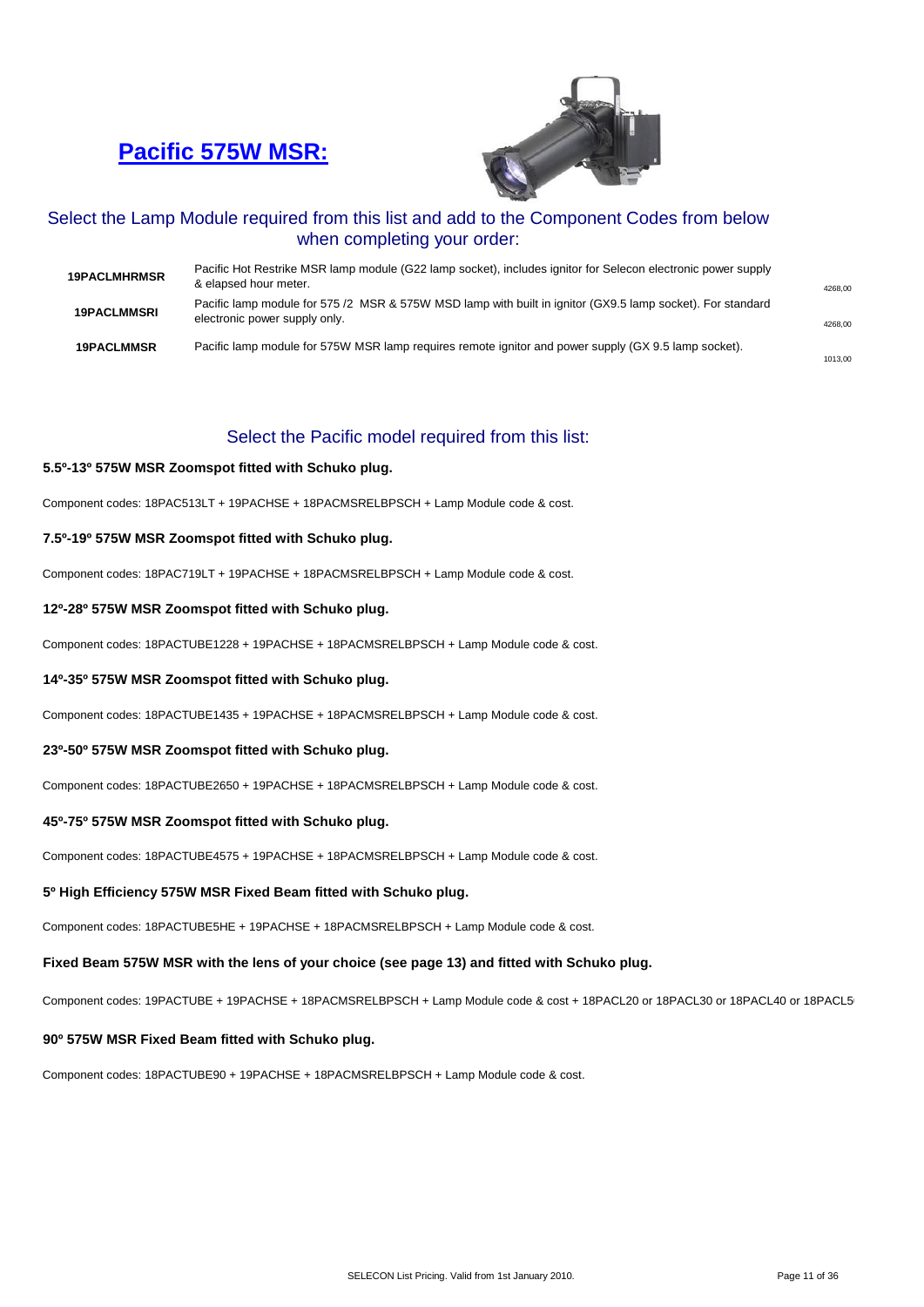# Pacific 575W MSR:

## Select the Lamp Module required from this list and add to the Component Codes from below when completing your order:

| | | |
|---|---|---|
| **19PACLMHRMSR** | Pacific Hot Restrike MSR lamp module (G22 lamp socket), includes ignitor for Selecon electronic power supply & elapsed hour meter. | 4268,00 |
| **19PACLMMSRI** | Pacific lamp module for 575 /2 MSR & 575W MSD lamp with built in ignitor (GX9.5 lamp socket). For standard electronic power supply only. | 4268,00 |
| **19PACLMMSR** | Pacific lamp module for 575W MSR lamp requires remote ignitor and power supply (GX 9.5 lamp socket). | 1013,00 |

## Select the Pacific model required from this list:

**5.5º-13º 575W MSR Zoomspot fitted with Schuko plug.**

Component codes: 18PAC513LT + 19PACHSE + 18PACMSRELBPSCH + Lamp Module code & cost.

**7.5º-19º 575W MSR Zoomspot fitted with Schuko plug.**

Component codes: 18PAC719LT + 19PACHSE + 18PACMSRELBPSCH + Lamp Module code & cost.

**12º-28º 575W MSR Zoomspot fitted with Schuko plug.**

Component codes: 18PACTUBE1228 + 19PACHSE + 18PACMSRELBPSCH + Lamp Module code & cost.

**14º-35º 575W MSR Zoomspot fitted with Schuko plug.**

Component codes: 18PACTUBE1435 + 19PACHSE + 18PACMSRELBPSCH + Lamp Module code & cost.

**23º-50º 575W MSR Zoomspot fitted with Schuko plug.**

Component codes: 18PACTUBE2650 + 19PACHSE + 18PACMSRELBPSCH + Lamp Module code & cost.

**45º-75º 575W MSR Zoomspot fitted with Schuko plug.**

Component codes: 18PACTUBE4575 + 19PACHSE + 18PACMSRELBPSCH + Lamp Module code & cost.

**5º High Efficiency 575W MSR Fixed Beam fitted with Schuko plug.**

Component codes: 18PACTUBE5HE + 19PACHSE + 18PACMSRELBPSCH + Lamp Module code & cost.

**Fixed Beam 575W MSR with the lens of your choice (see page 13) and fitted with Schuko plug.**

Component codes: 19PACTUBE + 19PACHSE + 18PACMSRELBPSCH + Lamp Module code & cost + 18PACL20 or 18PACL30 or 18PACL40 or 18PACL5

**90º 575W MSR Fixed Beam fitted with Schuko plug.**

Component codes: 18PACTUBE90 + 19PACHSE + 18PACMSRELBPSCH + Lamp Module code & cost.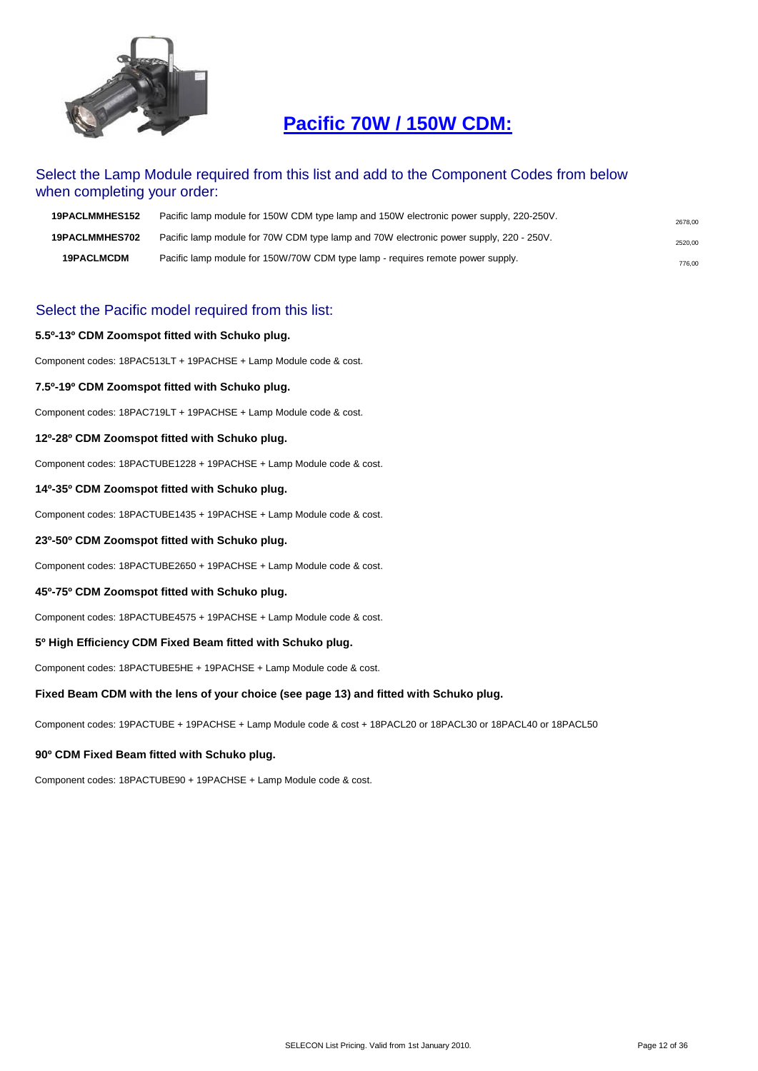# Pacific 70W / 150W CDM:

## Select the Lamp Module required from this list and add to the Component Codes from below when completing your order:

| | | |
|---|---|---|
| **19PACLMMHES152** | Pacific lamp module for 150W CDM type lamp and 150W electronic power supply, 220-250V. | 2678,00 |
| **19PACLMMHES702** | Pacific lamp module for 70W CDM type lamp and 70W electronic power supply, 220 - 250V. | 2520,00 |
| **19PACLMCDM** | Pacific lamp module for 150W/70W CDM type lamp - requires remote power supply. | 776,00 |

## Select the Pacific model required from this list:

**5.5º-13º CDM Zoomspot fitted with Schuko plug.**

Component codes: 18PAC513LT + 19PACHSE + Lamp Module code & cost.

**7.5º-19º CDM Zoomspot fitted with Schuko plug.**

Component codes: 18PAC719LT + 19PACHSE + Lamp Module code & cost.

**12º-28º CDM Zoomspot fitted with Schuko plug.**

Component codes: 18PACTUBE1228 + 19PACHSE + Lamp Module code & cost.

**14º-35º CDM Zoomspot fitted with Schuko plug.**

Component codes: 18PACTUBE1435 + 19PACHSE + Lamp Module code & cost.

**23º-50º CDM Zoomspot fitted with Schuko plug.**

Component codes: 18PACTUBE2650 + 19PACHSE + Lamp Module code & cost.

**45º-75º CDM Zoomspot fitted with Schuko plug.**

Component codes: 18PACTUBE4575 + 19PACHSE + Lamp Module code & cost.

**5º High Efficiency CDM Fixed Beam fitted with Schuko plug.**

Component codes: 18PACTUBE5HE + 19PACHSE + Lamp Module code & cost.

**Fixed Beam CDM with the lens of your choice (see page 13) and fitted with Schuko plug.**

Component codes: 19PACTUBE + 19PACHSE + Lamp Module code & cost + 18PACL20 or 18PACL30 or 18PACL40 or 18PACL50

**90º CDM Fixed Beam fitted with Schuko plug.**

Component codes: 18PACTUBE90 + 19PACHSE + Lamp Module code & cost.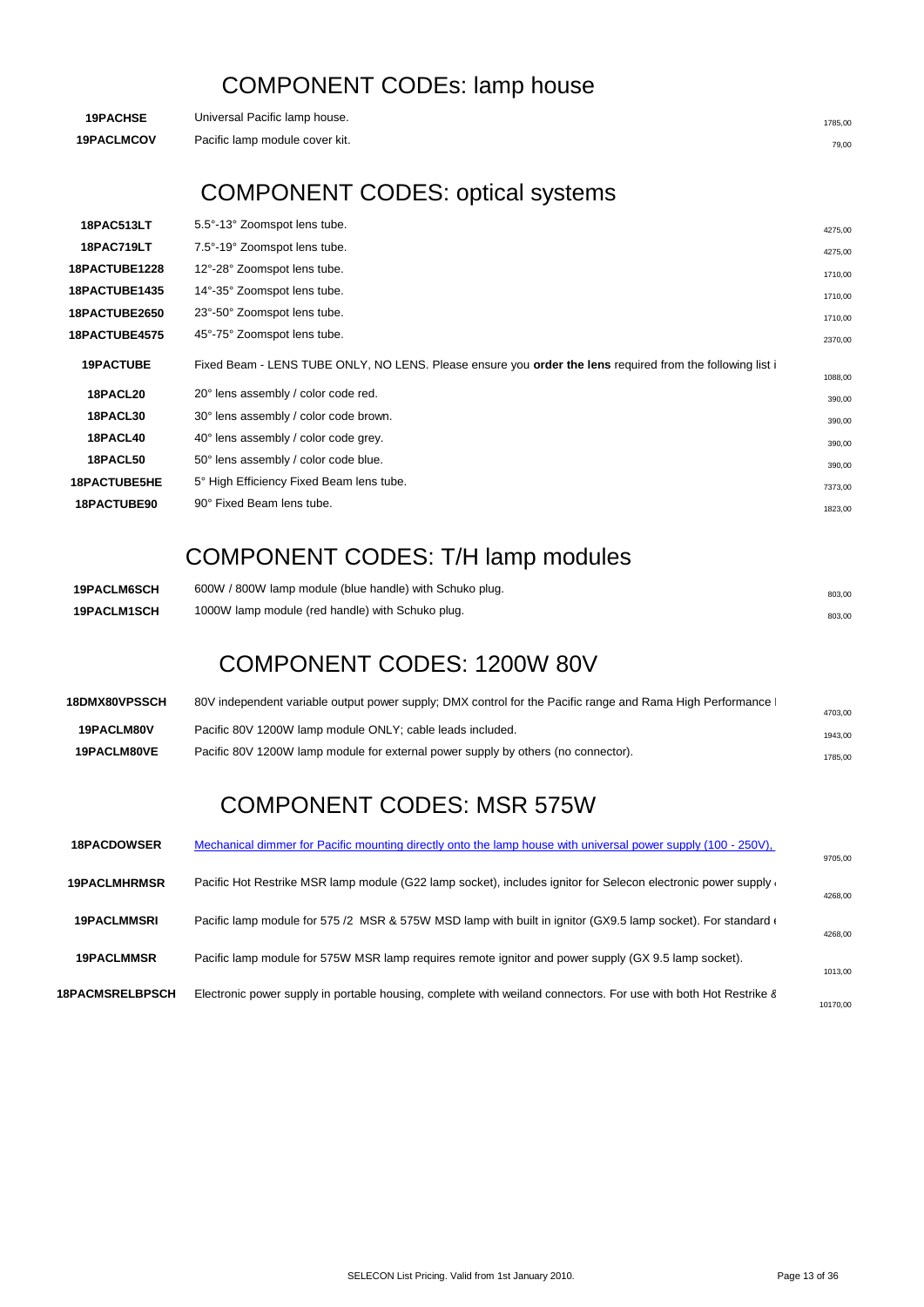## COMPONENT CODEs: lamp house

| | | |
|---|---|---|
| **19PACHSE** | Universal Pacific lamp house. | 1785,00 |
| **19PACLMCOV** | Pacific lamp module cover kit. | 79,00 |

## COMPONENT CODES: optical systems

| | | |
|---|---|---|
| **18PAC513LT** | 5.5°-13° Zoomspot lens tube. | 4275,00 |
| **18PAC719LT** | 7.5°-19° Zoomspot lens tube. | 4275,00 |
| **18PACTUBE1228** | 12°-28° Zoomspot lens tube. | 1710,00 |
| **18PACTUBE1435** | 14°-35° Zoomspot lens tube. | 1710,00 |
| **18PACTUBE2650** | 23°-50° Zoomspot lens tube. | 1710,00 |
| **18PACTUBE4575** | 45°-75° Zoomspot lens tube. | 2370,00 |
| **19PACTUBE** | Fixed Beam - LENS TUBE ONLY, NO LENS. Please ensure you **order the lens** required from the following list i | 1088,00 |
| **18PACL20** | 20° lens assembly / color code red. | 390,00 |
| **18PACL30** | 30° lens assembly / color code brown. | 390,00 |
| **18PACL40** | 40° lens assembly / color code grey. | 390,00 |
| **18PACL50** | 50° lens assembly / color code blue. | 390,00 |
| **18PACTUBE5HE** | 5° High Efficiency Fixed Beam lens tube. | 7373,00 |
| **18PACTUBE90** | 90° Fixed Beam lens tube. | 1823,00 |

## COMPONENT CODES: T/H lamp modules

| | | |
|---|---|---|
| **19PACLM6SCH** | 600W / 800W lamp module (blue handle) with Schuko plug. | 803,00 |
| **19PACLM1SCH** | 1000W lamp module (red handle) with Schuko plug. | 803,00 |

## COMPONENT CODES: 1200W 80V

| | | |
|---|---|---|
| **18DMX80VPSSCH** | 80V independent variable output power supply; DMX control for the Pacific range and Rama High Performance l | 4703,00 |
| **19PACLM80V** | Pacific 80V 1200W lamp module ONLY; cable leads included. | 1943,00 |
| **19PACLM80VE** | Pacific 80V 1200W lamp module for external power supply by others (no connector). | 1785,00 |

## COMPONENT CODES: MSR 575W

| | | |
|---|---|---|
| **18PACDOWSER** | Mechanical dimmer for Pacific mounting directly onto the lamp house with universal power supply (100 - 250V), | 9705,00 |
| **19PACLMHRMSR** | Pacific Hot Restrike MSR lamp module (G22 lamp socket), includes ignitor for Selecon electronic power supply | 4268,00 |
| **19PACLMMSRI** | Pacific lamp module for 575 /2 MSR & 575W MSD lamp with built in ignitor (GX9.5 lamp socket). For standard | 4268,00 |
| **19PACLMMSR** | Pacific lamp module for 575W MSR lamp requires remote ignitor and power supply (GX 9.5 lamp socket). | 1013,00 |
| **18PACMSRELBPSCH** | Electronic power supply in portable housing, complete with weiland connectors. For use with both Hot Restrike & | 10170,00 |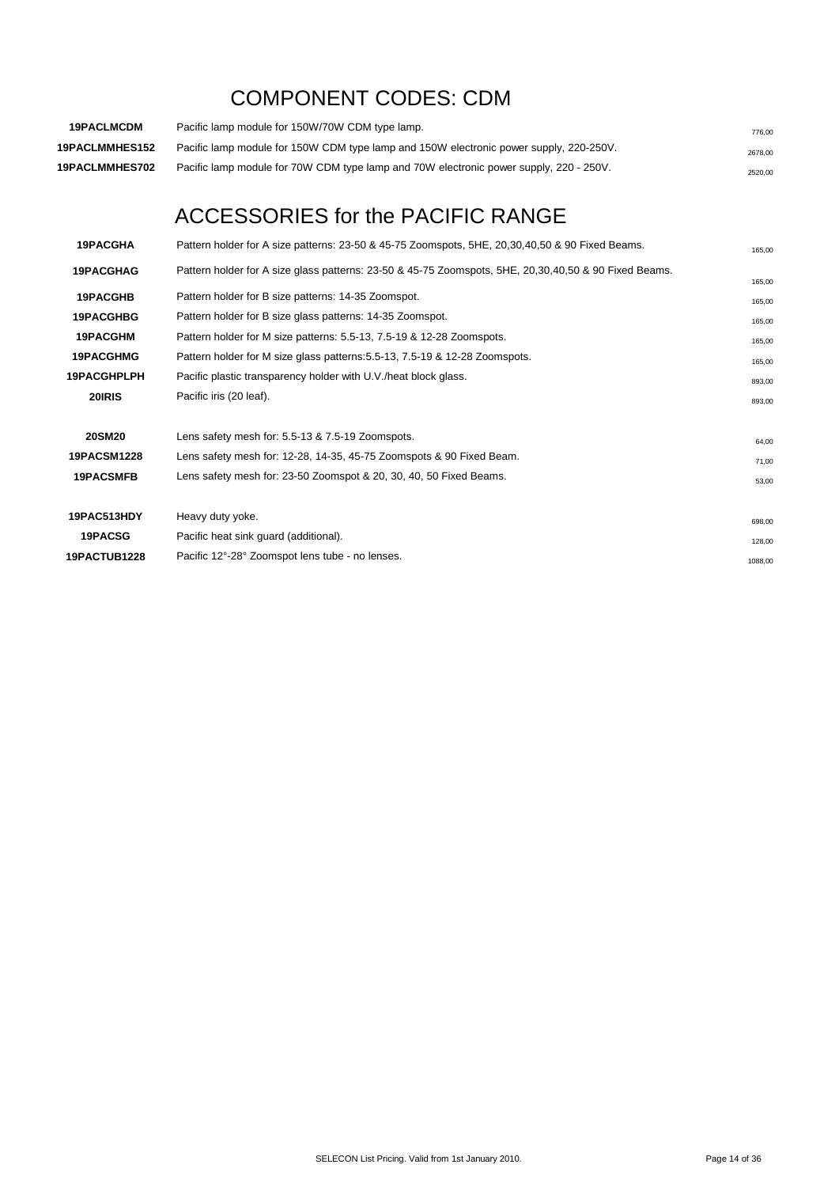# COMPONENT CODES: CDM

| | | |
|---|---|---|
| **19PACLMCDM** | Pacific lamp module for 150W/70W CDM type lamp. | 776,00 |
| **19PACLMMHES152** | Pacific lamp module for 150W CDM type lamp and 150W electronic power supply, 220-250V. | 2678,00 |
| **19PACLMMHES702** | Pacific lamp module for 70W CDM type lamp and 70W electronic power supply, 220 - 250V. | 2520,00 |

# ACCESSORIES for the PACIFIC RANGE

| | | |
|---|---|---|
| **19PACGHA** | Pattern holder for A size patterns: 23-50 & 45-75 Zoomspots, 5HE, 20,30,40,50 & 90 Fixed Beams. | 165,00 |
| **19PACGHAG** | Pattern holder for A size glass patterns: 23-50 & 45-75 Zoomspots, 5HE, 20,30,40,50 & 90 Fixed Beams. | 165,00 |
| **19PACGHB** | Pattern holder for B size patterns: 14-35 Zoomspot. | 165,00 |
| **19PACGHBG** | Pattern holder for B size glass patterns: 14-35 Zoomspot. | 165,00 |
| **19PACGHM** | Pattern holder for M size patterns: 5.5-13, 7.5-19 & 12-28 Zoomspots. | 165,00 |
| **19PACGHMG** | Pattern holder for M size glass patterns:5.5-13, 7.5-19 & 12-28 Zoomspots. | 165,00 |
| **19PACGHPLPH** | Pacific plastic transparency holder with U.V./heat block glass. | 893,00 |
| **20IRIS** | Pacific iris (20 leaf). | 893,00 |
| | | |
| **20SM20** | Lens safety mesh for: 5.5-13 & 7.5-19 Zoomspots. | 64,00 |
| **19PACSM1228** | Lens safety mesh for: 12-28, 14-35, 45-75 Zoomspots & 90 Fixed Beam. | 71,00 |
| **19PACSMFB** | Lens safety mesh for: 23-50 Zoomspot & 20, 30, 40, 50 Fixed Beams. | 53,00 |
| | | |
| **19PAC513HDY** | Heavy duty yoke. | 698,00 |
| **19PACSG** | Pacific heat sink guard (additional). | 128,00 |
| **19PACTUB1228** | Pacific 12°-28° Zoomspot lens tube - no lenses. | 1088,00 |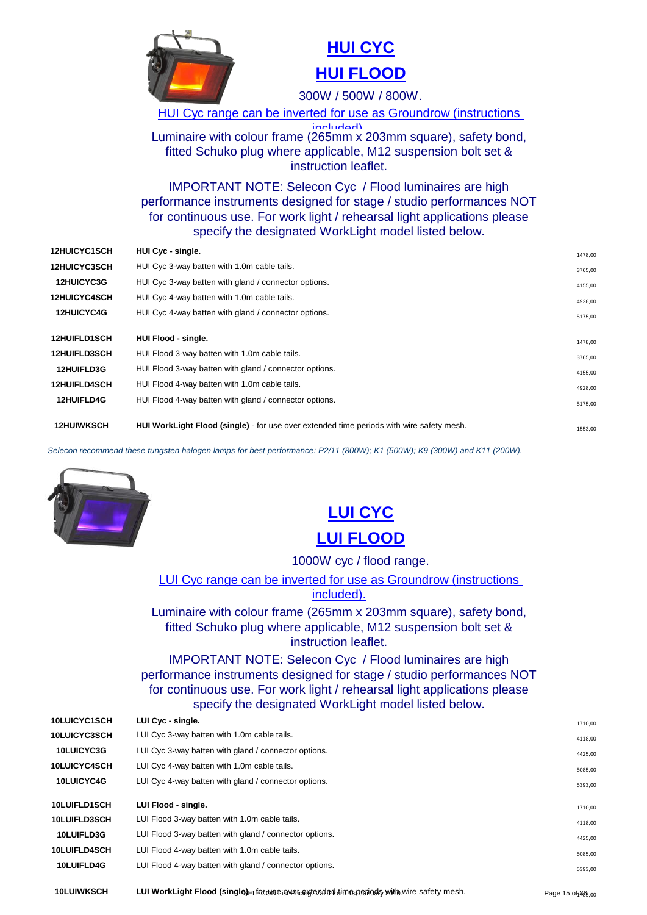# HUI CYC

# HUI FLOOD

300W / 500W / 800W.

HUI Cyc range can be inverted for use as Groundrow (instructions included)

Luminaire with colour frame (265mm x 203mm square), safety bond, fitted Schuko plug where applicable, M12 suspension bolt set & instruction leaflet.

IMPORTANT NOTE: Selecon Cyc / Flood luminaires are high performance instruments designed for stage / studio performances NOT for continuous use. For work light / rehearsal light applications please specify the designated WorkLight model listed below.

| Code | Description | Price |
|---|---|---|
| 12HUICYC1SCH | **HUI Cyc - single.** | 1478,00 |
| 12HUICYC3SCH | HUI Cyc 3-way batten with 1.0m cable tails. | 3765,00 |
| 12HUICYC3G | HUI Cyc 3-way batten with gland / connector options. | 4155,00 |
| 12HUICYC4SCH | HUI Cyc 4-way batten with 1.0m cable tails. | 4928,00 |
| 12HUICYC4G | HUI Cyc 4-way batten with gland / connector options. | 5175,00 |
| 12HUIFLD1SCH | **HUI Flood - single.** | 1478,00 |
| 12HUIFLD3SCH | HUI Flood 3-way batten with 1.0m cable tails. | 3765,00 |
| 12HUIFLD3G | HUI Flood 3-way batten with gland / connector options. | 4155,00 |
| 12HUIFLD4SCH | HUI Flood 4-way batten with 1.0m cable tails. | 4928,00 |
| 12HUIFLD4G | HUI Flood 4-way batten with gland / connector options. | 5175,00 |
| 12HUIWKSCH | **HUI WorkLight Flood (single)** - for use over extended time periods with wire safety mesh. | 1553,00 |

*Selecon recommend these tungsten halogen lamps for best performance: P2/11 (800W); K1 (500W); K9 (300W) and K11 (200W).*

# LUI CYC

# LUI FLOOD

1000W cyc / flood range.

LUI Cyc range can be inverted for use as Groundrow (instructions included).

Luminaire with colour frame (265mm x 203mm square), safety bond, fitted Schuko plug where applicable, M12 suspension bolt set & instruction leaflet.

IMPORTANT NOTE: Selecon Cyc / Flood luminaires are high performance instruments designed for stage / studio performances NOT for continuous use. For work light / rehearsal light applications please specify the designated WorkLight model listed below.

| Code | Description | Price |
|---|---|---|
| 10LUICYC1SCH | **LUI Cyc - single.** | 1710,00 |
| 10LUICYC3SCH | LUI Cyc 3-way batten with 1.0m cable tails. | 4118,00 |
| 10LUICYC3G | LUI Cyc 3-way batten with gland / connector options. | 4425,00 |
| 10LUICYC4SCH | LUI Cyc 4-way batten with 1.0m cable tails. | 5085,00 |
| 10LUICYC4G | LUI Cyc 4-way batten with gland / connector options. | 5393,00 |
| 10LUIFLD1SCH | **LUI Flood - single.** | 1710,00 |
| 10LUIFLD3SCH | LUI Flood 3-way batten with 1.0m cable tails. | 4118,00 |
| 10LUIFLD3G | LUI Flood 3-way batten with gland / connector options. | 4425,00 |
| 10LUIFLD4SCH | LUI Flood 4-way batten with 1.0m cable tails. | 5085,00 |
| 10LUIFLD4G | LUI Flood 4-way batten with gland / connector options. | 5393,00 |
| 10LUIWKSCH | **LUI WorkLight Flood (single)** - for use over extended time periods with wire safety mesh. | 1785,00 |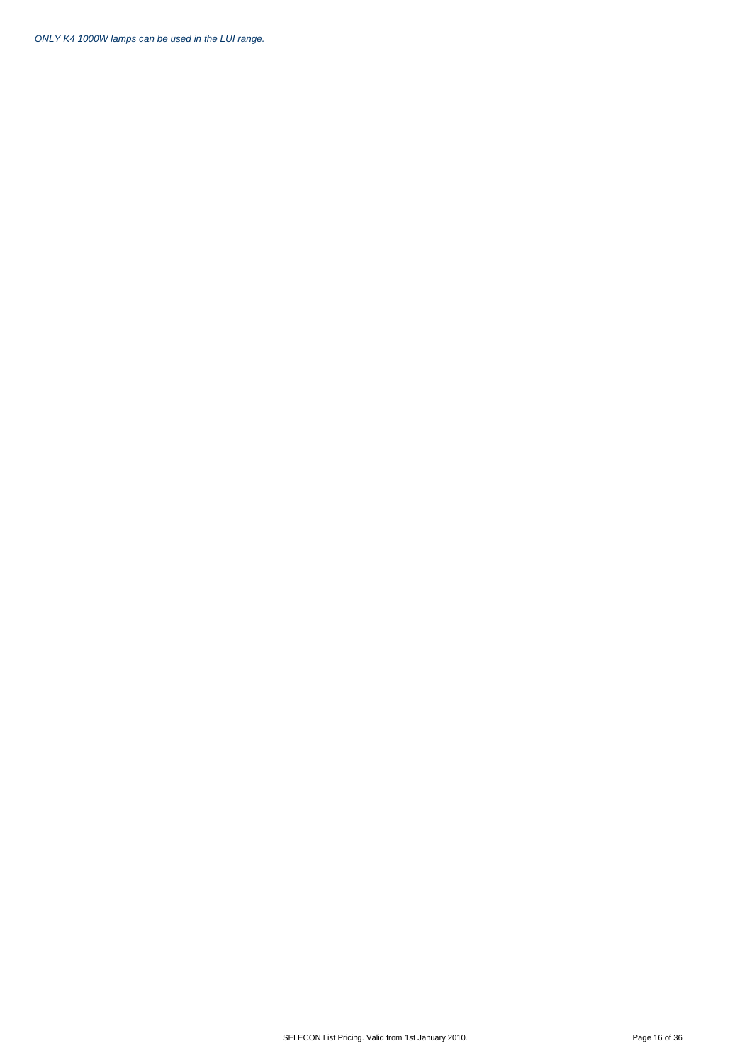*ONLY K4 1000W lamps can be used in the LUI range.*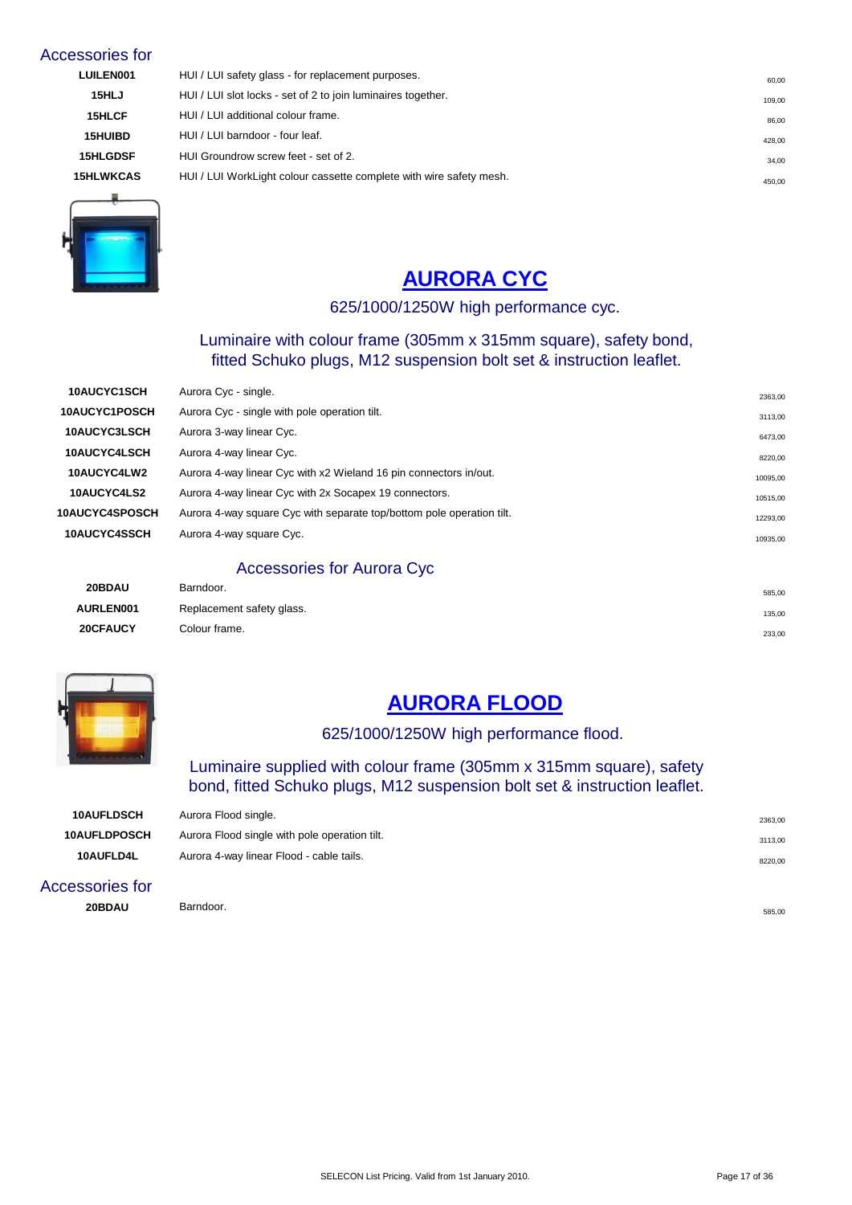### Accessories for

| | | |
|---|---|---|
| **LUILEN001** | HUI / LUI safety glass - for replacement purposes. | 60,00 |
| **15HLJ** | HUI / LUI slot locks - set of 2 to join luminaires together. | 109,00 |
| **15HLCF** | HUI / LUI additional colour frame. | 86,00 |
| **15HUIBD** | HUI / LUI barndoor - four leaf. | 428,00 |
| **15HLGDSF** | HUI Groundrow screw feet - set of 2. | 34,00 |
| **15HLWKCAS** | HUI / LUI WorkLight colour cassette complete with wire safety mesh. | 450,00 |

## AURORA CYC

625/1000/1250W high performance cyc.

Luminaire with colour frame (305mm x 315mm square), safety bond, fitted Schuko plugs, M12 suspension bolt set & instruction leaflet.

| | | |
|---|---|---|
| **10AUCYC1SCH** | Aurora Cyc - single. | 2363,00 |
| **10AUCYC1POSCH** | Aurora Cyc - single with pole operation tilt. | 3113,00 |
| **10AUCYC3LSCH** | Aurora 3-way linear Cyc. | 6473,00 |
| **10AUCYC4LSCH** | Aurora 4-way linear Cyc. | 8220,00 |
| **10AUCYC4LW2** | Aurora 4-way linear Cyc with x2 Wieland 16 pin connectors in/out. | 10095,00 |
| **10AUCYC4LS2** | Aurora 4-way linear Cyc with 2x Socapex 19 connectors. | 10515,00 |
| **10AUCYC4SPOSCH** | Aurora 4-way square Cyc with separate top/bottom pole operation tilt. | 12293,00 |
| **10AUCYC4SSCH** | Aurora 4-way square Cyc. | 10935,00 |

### Accessories for Aurora Cyc

| | | |
|---|---|---|
| **20BDAU** | Barndoor. | 585,00 |
| **AURLEN001** | Replacement safety glass. | 135,00 |
| **20CFAUCY** | Colour frame. | 233,00 |

## AURORA FLOOD

625/1000/1250W high performance flood.

Luminaire supplied with colour frame (305mm x 315mm square), safety bond, fitted Schuko plugs, M12 suspension bolt set & instruction leaflet.

| | | |
|---|---|---|
| **10AUFLDSCH** | Aurora Flood single. | 2363,00 |
| **10AUFLDPOSCH** | Aurora Flood single with pole operation tilt. | 3113,00 |
| **10AUFLD4L** | Aurora 4-way linear Flood - cable tails. | 8220,00 |

### Accessories for

| | | |
|---|---|---|
| **20BDAU** | Barndoor. | 585,00 |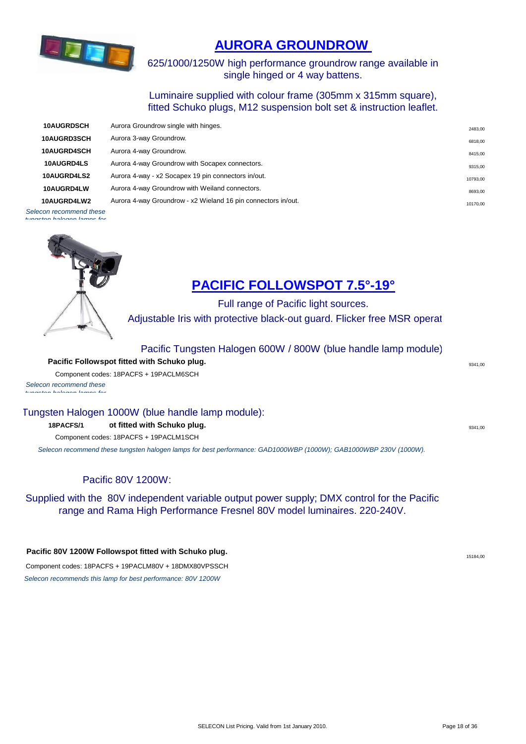## AURORA GROUNDROW

625/1000/1250W high performance groundrow range available in single hinged or 4 way battens.

Luminaire supplied with colour frame (305mm x 315mm square), fitted Schuko plugs, M12 suspension bolt set & instruction leaflet.

| Code | Description | Price |
|---|---|---|
| **10AUGRDSCH** | Aurora Groundrow single with hinges. | 2483,00 |
| **10AUGRD3SCH** | Aurora 3-way Groundrow. | 6818,00 |
| **10AUGRD4SCH** | Aurora 4-way Groundrow. | 8415,00 |
| **10AUGRD4LS** | Aurora 4-way Groundrow with Socapex connectors. | 9315,00 |
| **10AUGRD4LS2** | Aurora 4-way - x2 Socapex 19 pin connectors in/out. | 10793,00 |
| **10AUGRD4LW** | Aurora 4-way Groundrow with Weiland connectors. | 8693,00 |
| **10AUGRD4LW2** | Aurora 4-way Groundrow - x2 Wieland 16 pin connectors in/out. | 10170,00 |

*Selecon recommend these tungsten halogen lamps for*

## PACIFIC FOLLOWSPOT 7.5°-19°

Full range of Pacific light sources.

Adjustable Iris with protective black-out guard. Flicker free MSR operat

### Pacific Tungsten Halogen 600W / 800W (blue handle lamp module)

**Pacific Followspot fitted with Schuko plug.** 9341,00

Component codes: 18PACFS + 19PACLM6SCH

*Selecon recommend these tungsten halogen lamps for*

### Tungsten Halogen 1000W (blue handle lamp module):

**18PACFS/1** **ot fitted with Schuko plug.** 9341,00

Component codes: 18PACFS + 19PACLM1SCH

*Selecon recommend these tungsten halogen lamps for best performance: GAD1000WBP (1000W); GAB1000WBP 230V (1000W).*

### Pacific 80V 1200W:

Supplied with the 80V independent variable output power supply; DMX control for the Pacific range and Rama High Performance Fresnel 80V model luminaires. 220-240V.

**Pacific 80V 1200W Followspot fitted with Schuko plug.** 15184,00

Component codes: 18PACFS + 19PACLM80V + 18DMX80VPSSCH

*Selecon recommends this lamp for best performance: 80V 1200W*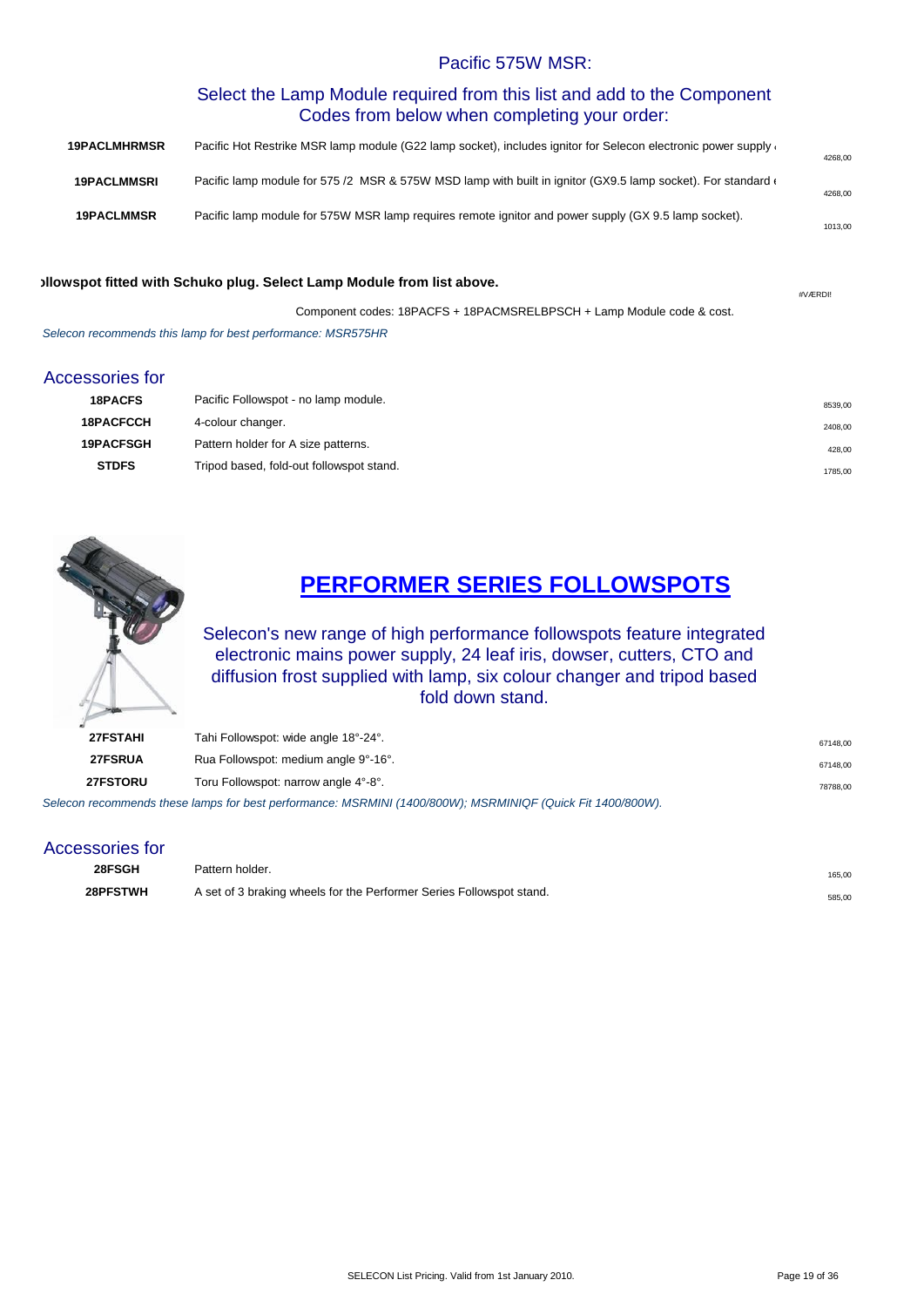## Pacific 575W MSR:

### Select the Lamp Module required from this list and add to the Component Codes from below when completing your order:

| | | |
|---|---|---|
| **19PACLMHRMSR** | Pacific Hot Restrike MSR lamp module (G22 lamp socket), includes ignitor for Selecon electronic power supply ( | 4268,00 |
| **19PACLMMSRI** | Pacific lamp module for 575 /2 MSR & 575W MSD lamp with built in ignitor (GX9.5 lamp socket). For standard ( | 4268,00 |
| **19PACLMMSR** | Pacific lamp module for 575W MSR lamp requires remote ignitor and power supply (GX 9.5 lamp socket). | 1013,00 |

**ɔllowspot fitted with Schuko plug. Select Lamp Module from list above.** #VÆRDI!

Component codes: 18PACFS + 18PACMSRELBPSCH + Lamp Module code & cost.

*Selecon recommends this lamp for best performance: MSR575HR*

### Accessories for

| | | |
|---|---|---|
| **18PACFS** | Pacific Followspot - no lamp module. | 8539,00 |
| **18PACFCCH** | 4-colour changer. | 2408,00 |
| **19PACFSGH** | Pattern holder for A size patterns. | 428,00 |
| **STDFS** | Tripod based, fold-out followspot stand. | 1785,00 |

## PERFORMER SERIES FOLLOWSPOTS

Selecon's new range of high performance followspots feature integrated electronic mains power supply, 24 leaf iris, dowser, cutters, CTO and diffusion frost supplied with lamp, six colour changer and tripod based fold down stand.

| | | |
|---|---|---|
| **27FSTAHI** | Tahi Followspot: wide angle 18°-24°. | 67148,00 |
| **27FSRUA** | Rua Followspot: medium angle 9°-16°. | 67148,00 |
| **27FSTORU** | Toru Followspot: narrow angle 4°-8°. | 78788,00 |

*Selecon recommends these lamps for best performance: MSRMINI (1400/800W); MSRMINIQF (Quick Fit 1400/800W).*

### Accessories for

| | | |
|---|---|---|
| **28FSGH** | Pattern holder. | 165,00 |
| **28PFSTWH** | A set of 3 braking wheels for the Performer Series Followspot stand. | 585,00 |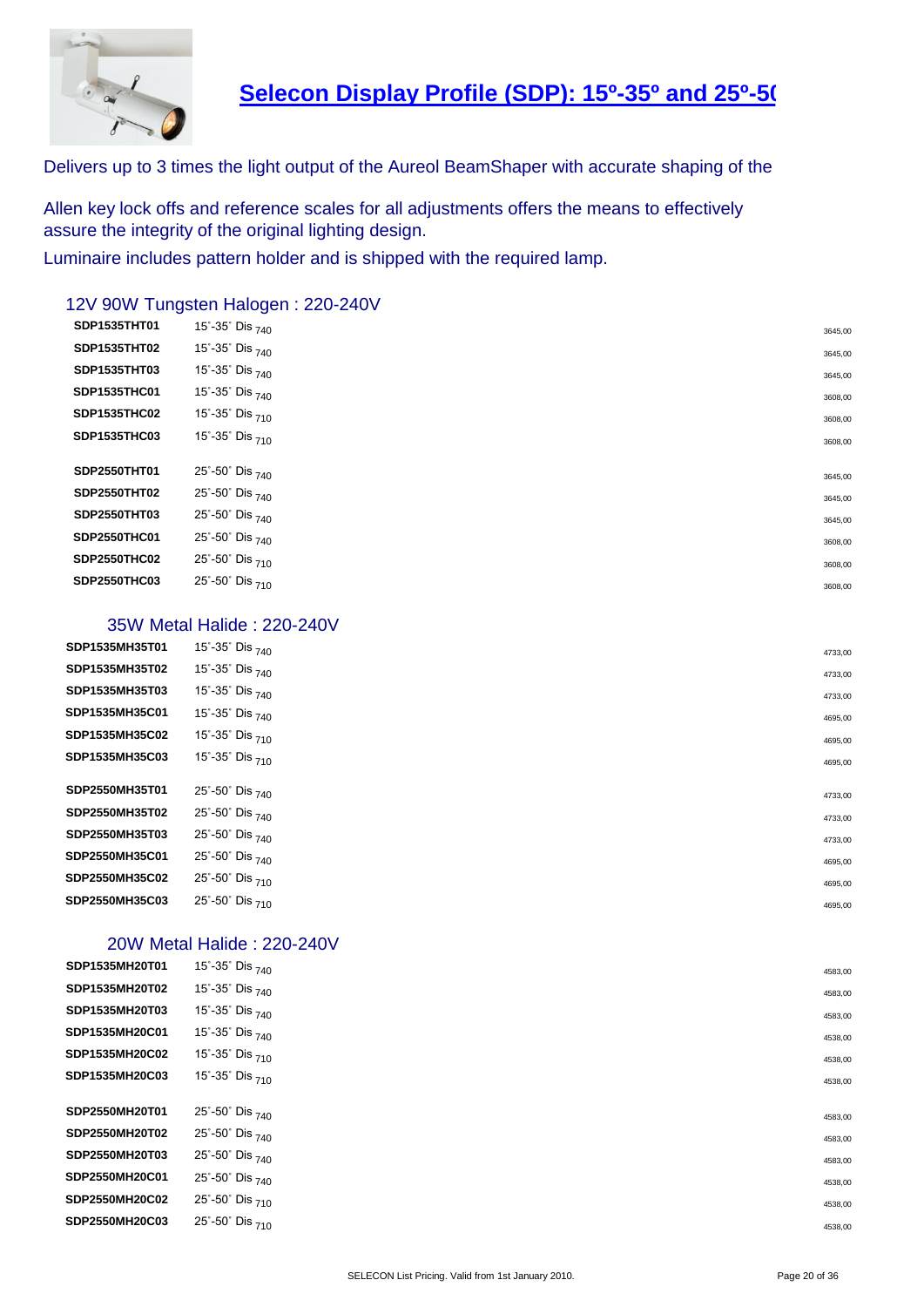# Selecon Display Profile (SDP): 15º-35º and 25º-5(

Delivers up to 3 times the light output of the Aureol BeamShaper with accurate shaping of the

Allen key lock offs and reference scales for all adjustments offers the means to effectively assure the integrity of the original lighting design.

Luminaire includes pattern holder and is shipped with the required lamp.

## 12V 90W Tungsten Halogen : 220-240V

| Code | Description | Price |
|---|---|---|
| SDP1535THT01 | 15˚-35˚ Dis $_{740}$ | 3645,00 |
| SDP1535THT02 | 15˚-35˚ Dis $_{740}$ | 3645,00 |
| SDP1535THT03 | 15˚-35˚ Dis $_{740}$ | 3645,00 |
| SDP1535THC01 | 15˚-35˚ Dis $_{740}$ | 3608,00 |
| SDP1535THC02 | 15˚-35˚ Dis $_{710}$ | 3608,00 |
| SDP1535THC03 | 15˚-35˚ Dis $_{710}$ | 3608,00 |
| SDP2550THT01 | 25˚-50˚ Dis $_{740}$ | 3645,00 |
| SDP2550THT02 | 25˚-50˚ Dis $_{740}$ | 3645,00 |
| SDP2550THT03 | 25˚-50˚ Dis $_{740}$ | 3645,00 |
| SDP2550THC01 | 25˚-50˚ Dis $_{740}$ | 3608,00 |
| SDP2550THC02 | 25˚-50˚ Dis $_{710}$ | 3608,00 |
| SDP2550THC03 | 25˚-50˚ Dis $_{710}$ | 3608,00 |

## 35W Metal Halide : 220-240V

| Code | Description | Price |
|---|---|---|
| SDP1535MH35T01 | 15˚-35˚ Dis $_{740}$ | 4733,00 |
| SDP1535MH35T02 | 15˚-35˚ Dis $_{740}$ | 4733,00 |
| SDP1535MH35T03 | 15˚-35˚ Dis $_{740}$ | 4733,00 |
| SDP1535MH35C01 | 15˚-35˚ Dis $_{740}$ | 4695,00 |
| SDP1535MH35C02 | 15˚-35˚ Dis $_{710}$ | 4695,00 |
| SDP1535MH35C03 | 15˚-35˚ Dis $_{710}$ | 4695,00 |
| SDP2550MH35T01 | 25˚-50˚ Dis $_{740}$ | 4733,00 |
| SDP2550MH35T02 | 25˚-50˚ Dis $_{740}$ | 4733,00 |
| SDP2550MH35T03 | 25˚-50˚ Dis $_{740}$ | 4733,00 |
| SDP2550MH35C01 | 25˚-50˚ Dis $_{740}$ | 4695,00 |
| SDP2550MH35C02 | 25˚-50˚ Dis $_{710}$ | 4695,00 |
| SDP2550MH35C03 | 25˚-50˚ Dis $_{710}$ | 4695,00 |

## 20W Metal Halide : 220-240V

| Code | Description | Price |
|---|---|---|
| SDP1535MH20T01 | 15˚-35˚ Dis $_{740}$ | 4583,00 |
| SDP1535MH20T02 | 15˚-35˚ Dis $_{740}$ | 4583,00 |
| SDP1535MH20T03 | 15˚-35˚ Dis $_{740}$ | 4583,00 |
| SDP1535MH20C01 | 15˚-35˚ Dis $_{740}$ | 4538,00 |
| SDP1535MH20C02 | 15˚-35˚ Dis $_{710}$ | 4538,00 |
| SDP1535MH20C03 | 15˚-35˚ Dis $_{710}$ | 4538,00 |
| SDP2550MH20T01 | 25˚-50˚ Dis $_{740}$ | 4583,00 |
| SDP2550MH20T02 | 25˚-50˚ Dis $_{740}$ | 4583,00 |
| SDP2550MH20T03 | 25˚-50˚ Dis $_{740}$ | 4583,00 |
| SDP2550MH20C01 | 25˚-50˚ Dis $_{740}$ | 4538,00 |
| SDP2550MH20C02 | 25˚-50˚ Dis $_{710}$ | 4538,00 |
| SDP2550MH20C03 | 25˚-50˚ Dis $_{710}$ | 4538,00 |

SELECON List Pricing. Valid from 1st January 2010.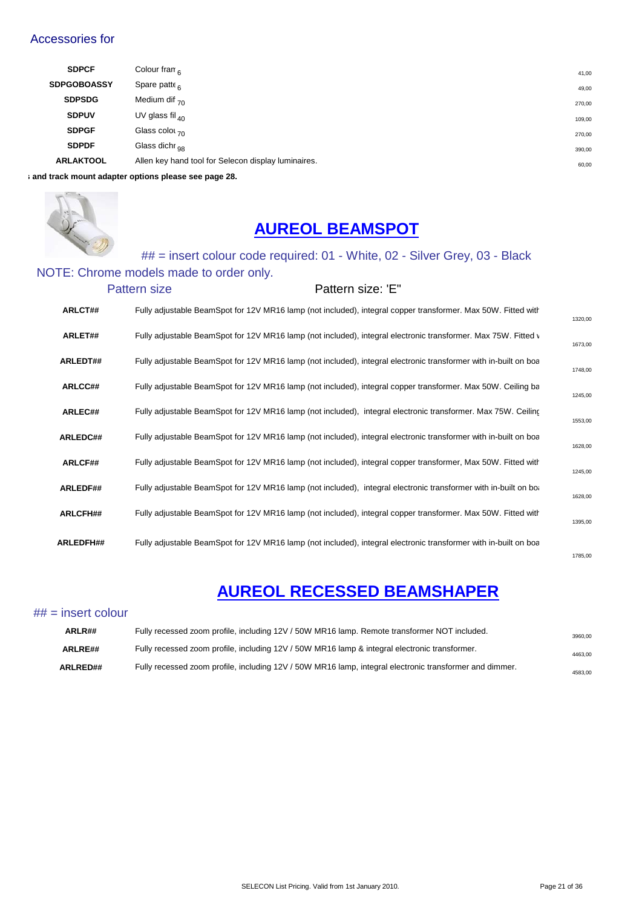Accessories for

| | | |
|---|---|---|
| **SDPCF** | Colour fram 6 | 41,00 |
| **SDPGOBOASSY** | Spare patte 6 | 49,00 |
| **SDPSDG** | Medium dif 70 | 270,00 |
| **SDPUV** | UV glass fil 40 | 109,00 |
| **SDPGF** | Glass colou 70 | 270,00 |
| **SDPDF** | Glass dichr 98 | 390,00 |
| **ARLAKTOOL** | Allen key hand tool for Selecon display luminaires. | 60,00 |

**; and track mount adapter options please see page 28.**

## AUREOL BEAMSPOT

## = insert colour code required: 01 - White, 02 - Silver Grey, 03 - Black

NOTE: Chrome models made to order only.

Pattern size    Pattern size: 'E'

| | | |
|---|---|---|
| **ARLCT##** | Fully adjustable BeamSpot for 12V MR16 lamp (not included), integral copper transformer. Max 50W. Fitted with | 1320,00 |
| **ARLET##** | Fully adjustable BeamSpot for 12V MR16 lamp (not included), integral electronic transformer. Max 75W. Fitted v | 1673,00 |
| **ARLEDT##** | Fully adjustable BeamSpot for 12V MR16 lamp (not included), integral electronic transformer with in-built on boa | 1748,00 |
| **ARLCC##** | Fully adjustable BeamSpot for 12V MR16 lamp (not included), integral copper transformer. Max 50W. Ceiling ba | 1245,00 |
| **ARLEC##** | Fully adjustable BeamSpot for 12V MR16 lamp (not included), integral electronic transformer. Max 75W. Ceiling | 1553,00 |
| **ARLEDC##** | Fully adjustable BeamSpot for 12V MR16 lamp (not included), integral electronic transformer with in-built on boa | 1628,00 |
| **ARLCF##** | Fully adjustable BeamSpot for 12V MR16 lamp (not included), integral copper transformer, Max 50W. Fitted with | 1245,00 |
| **ARLEDF##** | Fully adjustable BeamSpot for 12V MR16 lamp (not included), integral electronic transformer with in-built on boa | 1628,00 |
| **ARLCFH##** | Fully adjustable BeamSpot for 12V MR16 lamp (not included), integral copper transformer. Max 50W. Fitted with | 1395,00 |
| **ARLEDFH##** | Fully adjustable BeamSpot for 12V MR16 lamp (not included), integral electronic transformer with in-built on boa | 1785,00 |

## AUREOL RECESSED BEAMSHAPER

## = insert colour

| | | |
|---|---|---|
| **ARLR##** | Fully recessed zoom profile, including 12V / 50W MR16 lamp. Remote transformer NOT included. | 3960,00 |
| **ARLRE##** | Fully recessed zoom profile, including 12V / 50W MR16 lamp & integral electronic transformer. | 4463,00 |
| **ARLRED##** | Fully recessed zoom profile, including 12V / 50W MR16 lamp, integral electronic transformer and dimmer. | 4583,00 |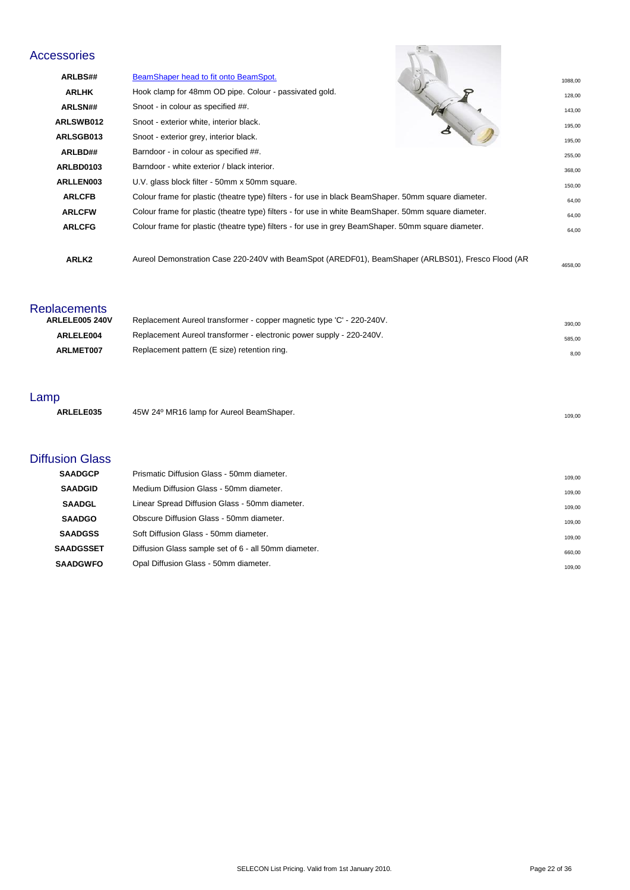## Accessories

| Code | Description | Price |
|---|---|---|
| ARLBS## | BeamShaper head to fit onto BeamSpot. | 1088,00 |
| ARLHK | Hook clamp for 48mm OD pipe. Colour - passivated gold. | 128,00 |
| ARLSN## | Snoot - in colour as specified ##. | 143,00 |
| ARLSWB012 | Snoot - exterior white, interior black. | 195,00 |
| ARLSGB013 | Snoot - exterior grey, interior black. | 195,00 |
| ARLBD## | Barndoor - in colour as specified ##. | 255,00 |
| ARLBD0103 | Barndoor - white exterior / black interior. | 368,00 |
| ARLLEN003 | U.V. glass block filter - 50mm x 50mm square. | 150,00 |
| ARLCFB | Colour frame for plastic (theatre type) filters - for use in black BeamShaper. 50mm square diameter. | 64,00 |
| ARLCFW | Colour frame for plastic (theatre type) filters - for use in white BeamShaper. 50mm square diameter. | 64,00 |
| ARLCFG | Colour frame for plastic (theatre type) filters - for use in grey BeamShaper. 50mm square diameter. | 64,00 |
| ARLK2 | Aureol Demonstration Case 220-240V with BeamSpot (AREDF01), BeamShaper (ARLBS01), Fresco Flood (AR | 4658,00 |

## Replacements

| Code | Description | Price |
|---|---|---|
| ARLELE005 240V | Replacement Aureol transformer - copper magnetic type 'C' - 220-240V. | 390,00 |
| ARLELE004 | Replacement Aureol transformer - electronic power supply - 220-240V. | 585,00 |
| ARLMET007 | Replacement pattern (E size) retention ring. | 8,00 |

## Lamp

| Code | Description | Price |
|---|---|---|
| ARLELE035 | 45W 24º MR16 lamp for Aureol BeamShaper. | 109,00 |

## Diffusion Glass

| Code | Description | Price |
|---|---|---|
| SAADGCP | Prismatic Diffusion Glass - 50mm diameter. | 109,00 |
| SAADGID | Medium Diffusion Glass - 50mm diameter. | 109,00 |
| SAADGL | Linear Spread Diffusion Glass - 50mm diameter. | 109,00 |
| SAADGO | Obscure Diffusion Glass - 50mm diameter. | 109,00 |
| SAADGSS | Soft Diffusion Glass - 50mm diameter. | 109,00 |
| SAADGSSET | Diffusion Glass sample set of 6 - all 50mm diameter. | 660,00 |
| SAADGWFO | Opal Diffusion Glass - 50mm diameter. | 109,00 |

SELECON List Pricing. Valid from 1st January 2010.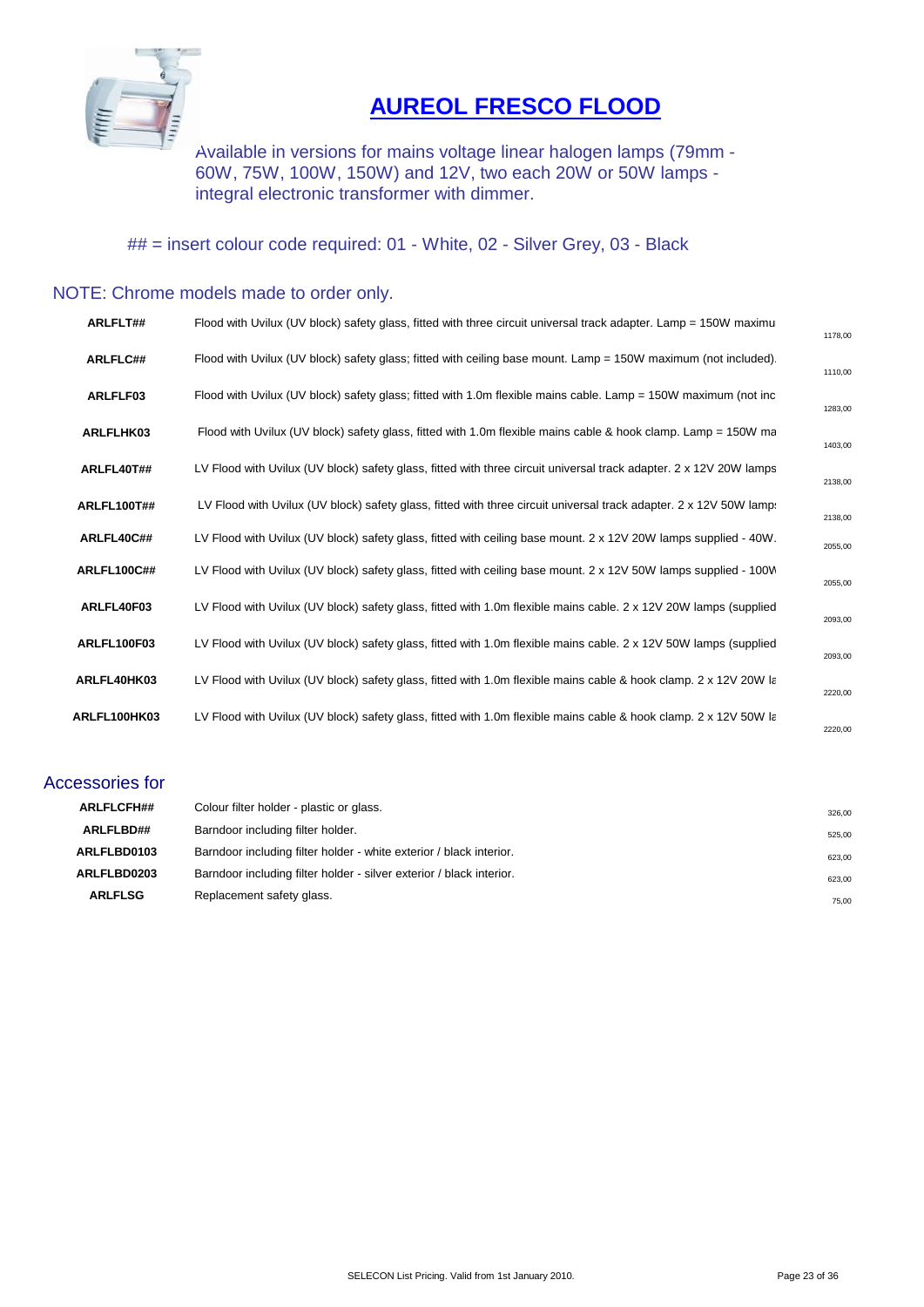# AUREOL FRESCO FLOOD

Available in versions for mains voltage linear halogen lamps (79mm - 60W, 75W, 100W, 150W) and 12V, two each 20W or 50W lamps - integral electronic transformer with dimmer.

## = insert colour code required: 01 - White, 02 - Silver Grey, 03 - Black

NOTE: Chrome models made to order only.

| Code | Description | Price |
|---|---|---|
| ARLFLT## | Flood with Uvilux (UV block) safety glass, fitted with three circuit universal track adapter. Lamp = 150W maximu | 1178,00 |
| ARLFLC## | Flood with Uvilux (UV block) safety glass; fitted with ceiling base mount. Lamp = 150W maximum (not included). | 1110,00 |
| ARLFLF03 | Flood with Uvilux (UV block) safety glass; fitted with 1.0m flexible mains cable. Lamp = 150W maximum (not inc | 1283,00 |
| ARLFLHK03 | Flood with Uvilux (UV block) safety glass, fitted with 1.0m flexible mains cable & hook clamp. Lamp = 150W ma | 1403,00 |
| ARLFL40T## | LV Flood with Uvilux (UV block) safety glass, fitted with three circuit universal track adapter. 2 x 12V 20W lamps | 2138,00 |
| ARLFL100T## | LV Flood with Uvilux (UV block) safety glass, fitted with three circuit universal track adapter. 2 x 12V 50W lamp: | 2138,00 |
| ARLFL40C## | LV Flood with Uvilux (UV block) safety glass, fitted with ceiling base mount. 2 x 12V 20W lamps supplied - 40W. | 2055,00 |
| ARLFL100C## | LV Flood with Uvilux (UV block) safety glass, fitted with ceiling base mount. 2 x 12V 50W lamps supplied - 100V | 2055,00 |
| ARLFL40F03 | LV Flood with Uvilux (UV block) safety glass, fitted with 1.0m flexible mains cable. 2 x 12V 20W lamps (supplied | 2093,00 |
| ARLFL100F03 | LV Flood with Uvilux (UV block) safety glass, fitted with 1.0m flexible mains cable. 2 x 12V 50W lamps (supplied | 2093,00 |
| ARLFL40HK03 | LV Flood with Uvilux (UV block) safety glass, fitted with 1.0m flexible mains cable & hook clamp. 2 x 12V 20W la | 2220,00 |
| ARLFL100HK03 | LV Flood with Uvilux (UV block) safety glass, fitted with 1.0m flexible mains cable & hook clamp. 2 x 12V 50W la | 2220,00 |

## Accessories for

| Code | Description | Price |
|---|---|---|
| ARLFLCFH## | Colour filter holder - plastic or glass. | 326,00 |
| ARLFLBD## | Barndoor including filter holder. | 525,00 |
| ARLFLBD0103 | Barndoor including filter holder - white exterior / black interior. | 623,00 |
| ARLFLBD0203 | Barndoor including filter holder - silver exterior / black interior. | 623,00 |
| ARLFLSG | Replacement safety glass. | 75,00 |

SELECON List Pricing. Valid from 1st January 2010.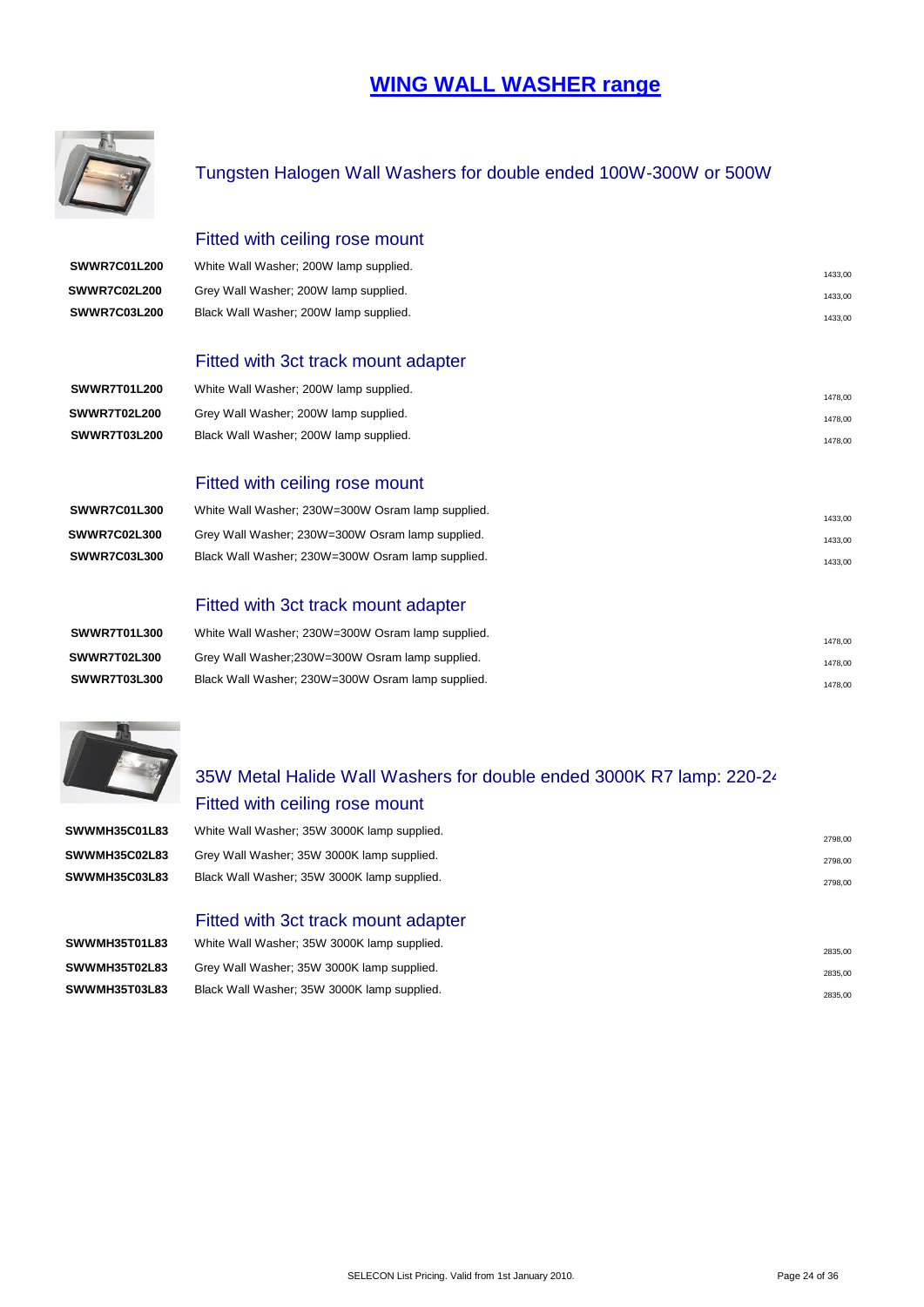# WING WALL WASHER range

## Tungsten Halogen Wall Washers for double ended 100W-300W or 500W

### Fitted with ceiling rose mount

| | | |
|---|---|---|
| **SWWR7C01L200** | White Wall Washer; 200W lamp supplied. | 1433,00 |
| **SWWR7C02L200** | Grey Wall Washer; 200W lamp supplied. | 1433,00 |
| **SWWR7C03L200** | Black Wall Washer; 200W lamp supplied. | 1433,00 |

### Fitted with 3ct track mount adapter

| | | |
|---|---|---|
| **SWWR7T01L200** | White Wall Washer; 200W lamp supplied. | 1478,00 |
| **SWWR7T02L200** | Grey Wall Washer; 200W lamp supplied. | 1478,00 |
| **SWWR7T03L200** | Black Wall Washer; 200W lamp supplied. | 1478,00 |

### Fitted with ceiling rose mount

| | | |
|---|---|---|
| **SWWR7C01L300** | White Wall Washer; 230W=300W Osram lamp supplied. | 1433,00 |
| **SWWR7C02L300** | Grey Wall Washer; 230W=300W Osram lamp supplied. | 1433,00 |
| **SWWR7C03L300** | Black Wall Washer; 230W=300W Osram lamp supplied. | 1433,00 |

### Fitted with 3ct track mount adapter

| | | |
|---|---|---|
| **SWWR7T01L300** | White Wall Washer; 230W=300W Osram lamp supplied. | 1478,00 |
| **SWWR7T02L300** | Grey Wall Washer;230W=300W Osram lamp supplied. | 1478,00 |
| **SWWR7T03L300** | Black Wall Washer; 230W=300W Osram lamp supplied. | 1478,00 |

## 35W Metal Halide Wall Washers for double ended 3000K R7 lamp: 220-24

### Fitted with ceiling rose mount

| | | |
|---|---|---|
| **SWWMH35C01L83** | White Wall Washer; 35W 3000K lamp supplied. | 2798,00 |
| **SWWMH35C02L83** | Grey Wall Washer; 35W 3000K lamp supplied. | 2798,00 |
| **SWWMH35C03L83** | Black Wall Washer; 35W 3000K lamp supplied. | 2798,00 |

### Fitted with 3ct track mount adapter

| | | |
|---|---|---|
| **SWWMH35T01L83** | White Wall Washer; 35W 3000K lamp supplied. | 2835,00 |
| **SWWMH35T02L83** | Grey Wall Washer; 35W 3000K lamp supplied. | 2835,00 |
| **SWWMH35T03L83** | Black Wall Washer; 35W 3000K lamp supplied. | 2835,00 |

SELECON List Pricing. Valid from 1st January 2010.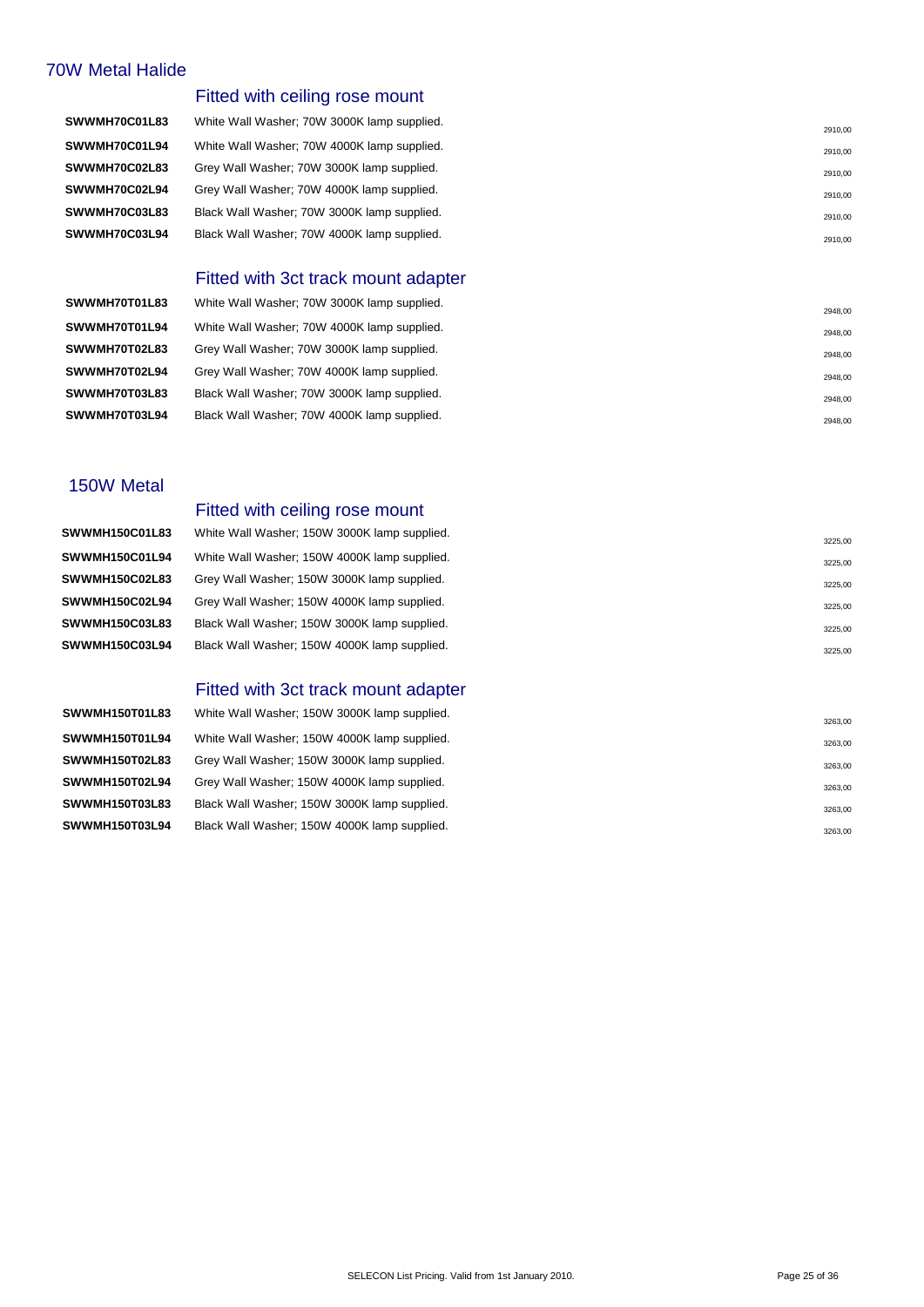## 70W Metal Halide

### Fitted with ceiling rose mount

| | | |
|---|---|---|
| **SWWMH70C01L83** | White Wall Washer; 70W 3000K lamp supplied. | 2910,00 |
| **SWWMH70C01L94** | White Wall Washer; 70W 4000K lamp supplied. | 2910,00 |
| **SWWMH70C02L83** | Grey Wall Washer; 70W 3000K lamp supplied. | 2910,00 |
| **SWWMH70C02L94** | Grey Wall Washer; 70W 4000K lamp supplied. | 2910,00 |
| **SWWMH70C03L83** | Black Wall Washer; 70W 3000K lamp supplied. | 2910,00 |
| **SWWMH70C03L94** | Black Wall Washer; 70W 4000K lamp supplied. | 2910,00 |

### Fitted with 3ct track mount adapter

| | | |
|---|---|---|
| **SWWMH70T01L83** | White Wall Washer; 70W 3000K lamp supplied. | 2948,00 |
| **SWWMH70T01L94** | White Wall Washer; 70W 4000K lamp supplied. | 2948,00 |
| **SWWMH70T02L83** | Grey Wall Washer; 70W 3000K lamp supplied. | 2948,00 |
| **SWWMH70T02L94** | Grey Wall Washer; 70W 4000K lamp supplied. | 2948,00 |
| **SWWMH70T03L83** | Black Wall Washer; 70W 3000K lamp supplied. | 2948,00 |
| **SWWMH70T03L94** | Black Wall Washer; 70W 4000K lamp supplied. | 2948,00 |

## 150W Metal

### Fitted with ceiling rose mount

| | | |
|---|---|---|
| **SWWMH150C01L83** | White Wall Washer; 150W 3000K lamp supplied. | 3225,00 |
| **SWWMH150C01L94** | White Wall Washer; 150W 4000K lamp supplied. | 3225,00 |
| **SWWMH150C02L83** | Grey Wall Washer; 150W 3000K lamp supplied. | 3225,00 |
| **SWWMH150C02L94** | Grey Wall Washer; 150W 4000K lamp supplied. | 3225,00 |
| **SWWMH150C03L83** | Black Wall Washer; 150W 3000K lamp supplied. | 3225,00 |
| **SWWMH150C03L94** | Black Wall Washer; 150W 4000K lamp supplied. | 3225,00 |

### Fitted with 3ct track mount adapter

| | | |
|---|---|---|
| **SWWMH150T01L83** | White Wall Washer; 150W 3000K lamp supplied. | 3263,00 |
| **SWWMH150T01L94** | White Wall Washer; 150W 4000K lamp supplied. | 3263,00 |
| **SWWMH150T02L83** | Grey Wall Washer; 150W 3000K lamp supplied. | 3263,00 |
| **SWWMH150T02L94** | Grey Wall Washer; 150W 4000K lamp supplied. | 3263,00 |
| **SWWMH150T03L83** | Black Wall Washer; 150W 3000K lamp supplied. | 3263,00 |
| **SWWMH150T03L94** | Black Wall Washer; 150W 4000K lamp supplied. | 3263,00 |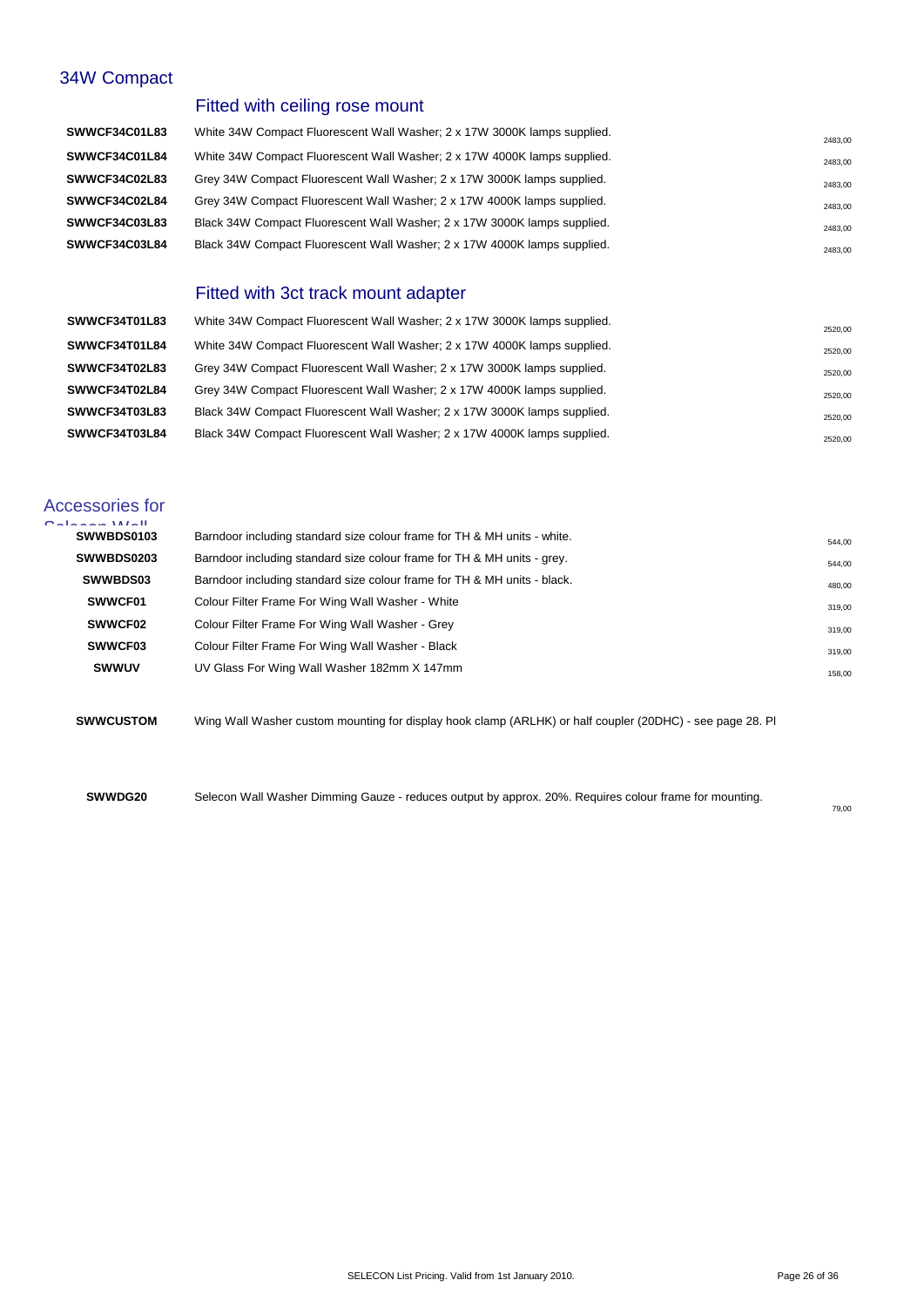## 34W Compact

### Fitted with ceiling rose mount

| | | |
|---|---|---|
| **SWWCF34C01L83** | White 34W Compact Fluorescent Wall Washer; 2 x 17W 3000K lamps supplied. | 2483,00 |
| **SWWCF34C01L84** | White 34W Compact Fluorescent Wall Washer; 2 x 17W 4000K lamps supplied. | 2483,00 |
| **SWWCF34C02L83** | Grey 34W Compact Fluorescent Wall Washer; 2 x 17W 3000K lamps supplied. | 2483,00 |
| **SWWCF34C02L84** | Grey 34W Compact Fluorescent Wall Washer; 2 x 17W 4000K lamps supplied. | 2483,00 |
| **SWWCF34C03L83** | Black 34W Compact Fluorescent Wall Washer; 2 x 17W 3000K lamps supplied. | 2483,00 |
| **SWWCF34C03L84** | Black 34W Compact Fluorescent Wall Washer; 2 x 17W 4000K lamps supplied. | 2483,00 |

### Fitted with 3ct track mount adapter

| | | |
|---|---|---|
| **SWWCF34T01L83** | White 34W Compact Fluorescent Wall Washer; 2 x 17W 3000K lamps supplied. | 2520,00 |
| **SWWCF34T01L84** | White 34W Compact Fluorescent Wall Washer; 2 x 17W 4000K lamps supplied. | 2520,00 |
| **SWWCF34T02L83** | Grey 34W Compact Fluorescent Wall Washer; 2 x 17W 3000K lamps supplied. | 2520,00 |
| **SWWCF34T02L84** | Grey 34W Compact Fluorescent Wall Washer; 2 x 17W 4000K lamps supplied. | 2520,00 |
| **SWWCF34T03L83** | Black 34W Compact Fluorescent Wall Washer; 2 x 17W 3000K lamps supplied. | 2520,00 |
| **SWWCF34T03L84** | Black 34W Compact Fluorescent Wall Washer; 2 x 17W 4000K lamps supplied. | 2520,00 |

## Accessories for Selecon Wall

| | | |
|---|---|---|
| **SWWBDS0103** | Barndoor including standard size colour frame for TH & MH units - white. | 544,00 |
| **SWWBDS0203** | Barndoor including standard size colour frame for TH & MH units - grey. | 544,00 |
| **SWWBDS03** | Barndoor including standard size colour frame for TH & MH units - black. | 480,00 |
| **SWWCF01** | Colour Filter Frame For Wing Wall Washer - White | 319,00 |
| **SWWCF02** | Colour Filter Frame For Wing Wall Washer - Grey | 319,00 |
| **SWWCF03** | Colour Filter Frame For Wing Wall Washer - Black | 319,00 |
| **SWWUV** | UV Glass For Wing Wall Washer 182mm X 147mm | 158,00 |
| **SWWCUSTOM** | Wing Wall Washer custom mounting for display hook clamp (ARLHK) or half coupler (20DHC) - see page 28. Pl | |
| **SWWDG20** | Selecon Wall Washer Dimming Gauze - reduces output by approx. 20%. Requires colour frame for mounting. | 79,00 |

SELECON List Pricing. Valid from 1st January 2010.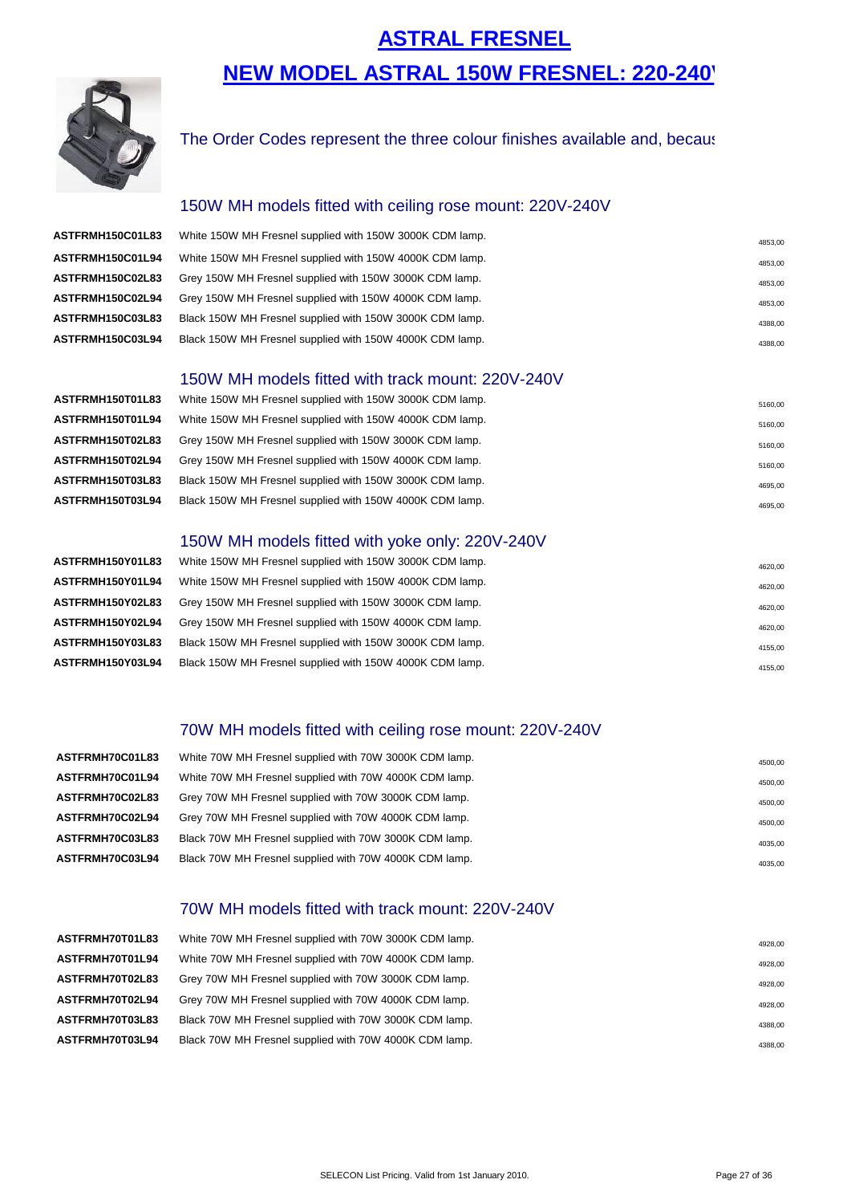# ASTRAL FRESNEL

## NEW MODEL ASTRAL 150W FRESNEL: 220-240\

The Order Codes represent the three colour finishes available and, becaus

### 150W MH models fitted with ceiling rose mount: 220V-240V

| | | |
|---|---|---|
| **ASTFRMH150C01L83** | White 150W MH Fresnel supplied with 150W 3000K CDM lamp. | 4853,00 |
| **ASTFRMH150C01L94** | White 150W MH Fresnel supplied with 150W 4000K CDM lamp. | 4853,00 |
| **ASTFRMH150C02L83** | Grey 150W MH Fresnel supplied with 150W 3000K CDM lamp. | 4853,00 |
| **ASTFRMH150C02L94** | Grey 150W MH Fresnel supplied with 150W 4000K CDM lamp. | 4853,00 |
| **ASTFRMH150C03L83** | Black 150W MH Fresnel supplied with 150W 3000K CDM lamp. | 4388,00 |
| **ASTFRMH150C03L94** | Black 150W MH Fresnel supplied with 150W 4000K CDM lamp. | 4388,00 |

### 150W MH models fitted with track mount: 220V-240V

| | | |
|---|---|---|
| **ASTFRMH150T01L83** | White 150W MH Fresnel supplied with 150W 3000K CDM lamp. | 5160,00 |
| **ASTFRMH150T01L94** | White 150W MH Fresnel supplied with 150W 4000K CDM lamp. | 5160,00 |
| **ASTFRMH150T02L83** | Grey 150W MH Fresnel supplied with 150W 3000K CDM lamp. | 5160,00 |
| **ASTFRMH150T02L94** | Grey 150W MH Fresnel supplied with 150W 4000K CDM lamp. | 5160,00 |
| **ASTFRMH150T03L83** | Black 150W MH Fresnel supplied with 150W 3000K CDM lamp. | 4695,00 |
| **ASTFRMH150T03L94** | Black 150W MH Fresnel supplied with 150W 4000K CDM lamp. | 4695,00 |

### 150W MH models fitted with yoke only: 220V-240V

| | | |
|---|---|---|
| **ASTFRMH150Y01L83** | White 150W MH Fresnel supplied with 150W 3000K CDM lamp. | 4620,00 |
| **ASTFRMH150Y01L94** | White 150W MH Fresnel supplied with 150W 4000K CDM lamp. | 4620,00 |
| **ASTFRMH150Y02L83** | Grey 150W MH Fresnel supplied with 150W 3000K CDM lamp. | 4620,00 |
| **ASTFRMH150Y02L94** | Grey 150W MH Fresnel supplied with 150W 4000K CDM lamp. | 4620,00 |
| **ASTFRMH150Y03L83** | Black 150W MH Fresnel supplied with 150W 3000K CDM lamp. | 4155,00 |
| **ASTFRMH150Y03L94** | Black 150W MH Fresnel supplied with 150W 4000K CDM lamp. | 4155,00 |

### 70W MH models fitted with ceiling rose mount: 220V-240V

| | | |
|---|---|---|
| **ASTFRMH70C01L83** | White 70W MH Fresnel supplied with 70W 3000K CDM lamp. | 4500,00 |
| **ASTFRMH70C01L94** | White 70W MH Fresnel supplied with 70W 4000K CDM lamp. | 4500,00 |
| **ASTFRMH70C02L83** | Grey 70W MH Fresnel supplied with 70W 3000K CDM lamp. | 4500,00 |
| **ASTFRMH70C02L94** | Grey 70W MH Fresnel supplied with 70W 4000K CDM lamp. | 4500,00 |
| **ASTFRMH70C03L83** | Black 70W MH Fresnel supplied with 70W 3000K CDM lamp. | 4035,00 |
| **ASTFRMH70C03L94** | Black 70W MH Fresnel supplied with 70W 4000K CDM lamp. | 4035,00 |

### 70W MH models fitted with track mount: 220V-240V

| | | |
|---|---|---|
| **ASTFRMH70T01L83** | White 70W MH Fresnel supplied with 70W 3000K CDM lamp. | 4928,00 |
| **ASTFRMH70T01L94** | White 70W MH Fresnel supplied with 70W 4000K CDM lamp. | 4928,00 |
| **ASTFRMH70T02L83** | Grey 70W MH Fresnel supplied with 70W 3000K CDM lamp. | 4928,00 |
| **ASTFRMH70T02L94** | Grey 70W MH Fresnel supplied with 70W 4000K CDM lamp. | 4928,00 |
| **ASTFRMH70T03L83** | Black 70W MH Fresnel supplied with 70W 3000K CDM lamp. | 4388,00 |
| **ASTFRMH70T03L94** | Black 70W MH Fresnel supplied with 70W 4000K CDM lamp. | 4388,00 |

SELECON List Pricing. Valid from 1st January 2010.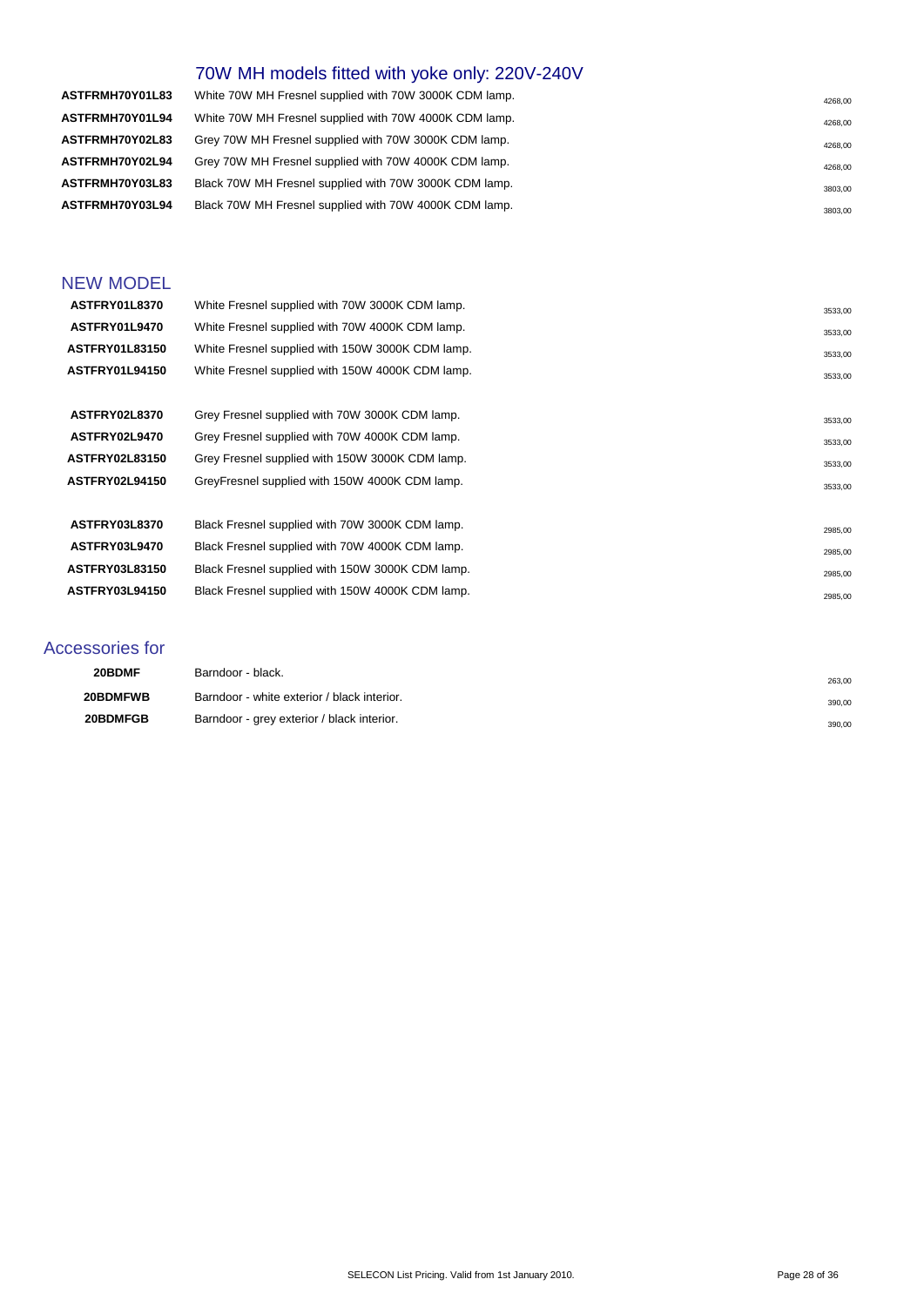## 70W MH models fitted with yoke only: 220V-240V

| | | |
|---|---|---|
| **ASTFRMH70Y01L83** | White 70W MH Fresnel supplied with 70W 3000K CDM lamp. | 4268,00 |
| **ASTFRMH70Y01L94** | White 70W MH Fresnel supplied with 70W 4000K CDM lamp. | 4268,00 |
| **ASTFRMH70Y02L83** | Grey 70W MH Fresnel supplied with 70W 3000K CDM lamp. | 4268,00 |
| **ASTFRMH70Y02L94** | Grey 70W MH Fresnel supplied with 70W 4000K CDM lamp. | 4268,00 |
| **ASTFRMH70Y03L83** | Black 70W MH Fresnel supplied with 70W 3000K CDM lamp. | 3803,00 |
| **ASTFRMH70Y03L94** | Black 70W MH Fresnel supplied with 70W 4000K CDM lamp. | 3803,00 |

## NEW MODEL

| | | |
|---|---|---|
| **ASTFRY01L8370** | White Fresnel supplied with 70W 3000K CDM lamp. | 3533,00 |
| **ASTFRY01L9470** | White Fresnel supplied with 70W 4000K CDM lamp. | 3533,00 |
| **ASTFRY01L83150** | White Fresnel supplied with 150W 3000K CDM lamp. | 3533,00 |
| **ASTFRY01L94150** | White Fresnel supplied with 150W 4000K CDM lamp. | 3533,00 |
| **ASTFRY02L8370** | Grey Fresnel supplied with 70W 3000K CDM lamp. | 3533,00 |
| **ASTFRY02L9470** | Grey Fresnel supplied with 70W 4000K CDM lamp. | 3533,00 |
| **ASTFRY02L83150** | Grey Fresnel supplied with 150W 3000K CDM lamp. | 3533,00 |
| **ASTFRY02L94150** | GreyFresnel supplied with 150W 4000K CDM lamp. | 3533,00 |
| **ASTFRY03L8370** | Black Fresnel supplied with 70W 3000K CDM lamp. | 2985,00 |
| **ASTFRY03L9470** | Black Fresnel supplied with 70W 4000K CDM lamp. | 2985,00 |
| **ASTFRY03L83150** | Black Fresnel supplied with 150W 3000K CDM lamp. | 2985,00 |
| **ASTFRY03L94150** | Black Fresnel supplied with 150W 4000K CDM lamp. | 2985,00 |

## Accessories for

| | | |
|---|---|---|
| **20BDMF** | Barndoor - black. | 263,00 |
| **20BDMFWB** | Barndoor - white exterior / black interior. | 390,00 |
| **20BDMFGB** | Barndoor - grey exterior / black interior. | 390,00 |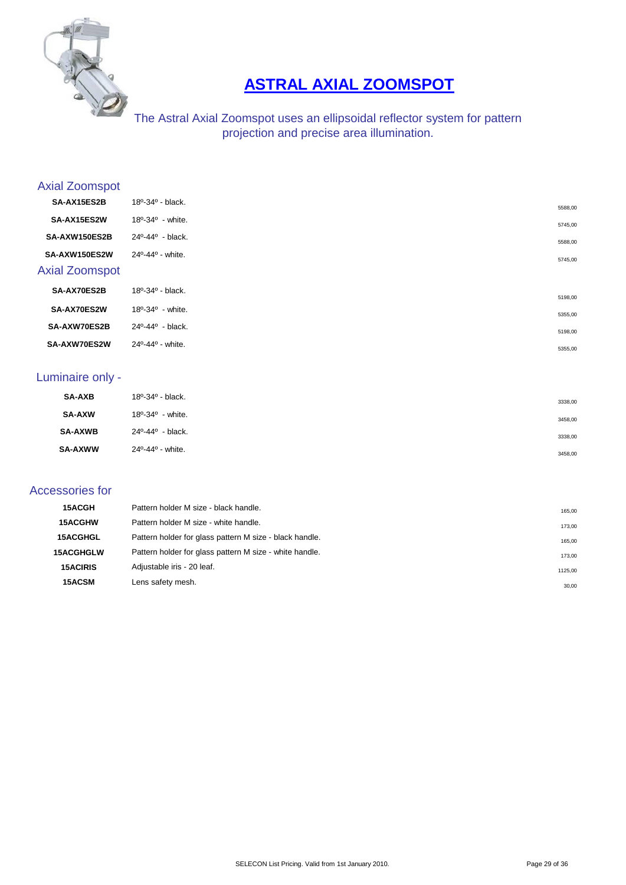# ASTRAL AXIAL ZOOMSPOT

The Astral Axial Zoomspot uses an ellipsoidal reflector system for pattern projection and precise area illumination.

## Axial Zoomspot

| | | |
|---|---|---|
| **SA-AX15ES2B** | 18º-34º - black. | 5588,00 |
| **SA-AX15ES2W** | 18º-34º - white. | 5745,00 |
| **SA-AXW150ES2B** | 24º-44º - black. | 5588,00 |
| **SA-AXW150ES2W** | 24º-44º - white. | 5745,00 |

## Axial Zoomspot

| | | |
|---|---|---|
| **SA-AX70ES2B** | 18º-34º - black. | 5198,00 |
| **SA-AX70ES2W** | 18º-34º - white. | 5355,00 |
| **SA-AXW70ES2B** | 24º-44º - black. | 5198,00 |
| **SA-AXW70ES2W** | 24º-44º - white. | 5355,00 |

## Luminaire only -

| | | |
|---|---|---|
| **SA-AXB** | 18º-34º - black. | 3338,00 |
| **SA-AXW** | 18º-34º - white. | 3458,00 |
| **SA-AXWB** | 24º-44º - black. | 3338,00 |
| **SA-AXWW** | 24º-44º - white. | 3458,00 |

## Accessories for

| | | |
|---|---|---|
| **15ACGH** | Pattern holder M size - black handle. | 165,00 |
| **15ACGHW** | Pattern holder M size - white handle. | 173,00 |
| **15ACGHGL** | Pattern holder for glass pattern M size - black handle. | 165,00 |
| **15ACGHGLW** | Pattern holder for glass pattern M size - white handle. | 173,00 |
| **15ACIRIS** | Adjustable iris - 20 leaf. | 1125,00 |
| **15ACSM** | Lens safety mesh. | 30,00 |

SELECON List Pricing. Valid from 1st January 2010.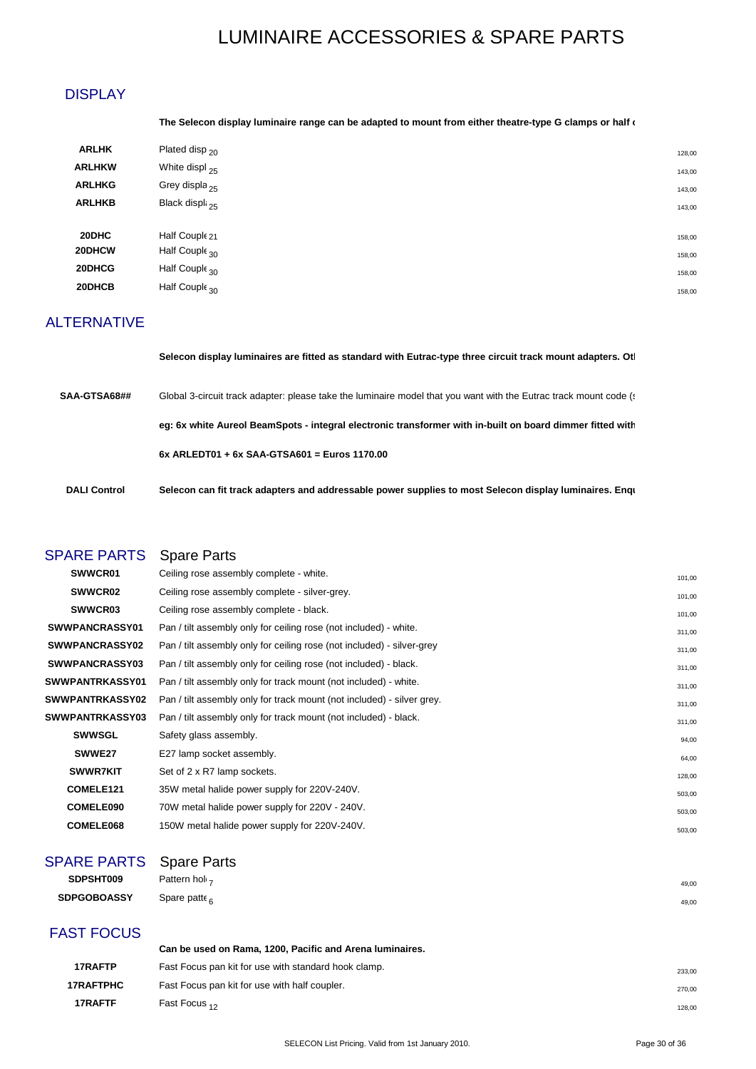# LUMINAIRE ACCESSORIES & SPARE PARTS

## DISPLAY

**The Selecon display luminaire range can be adapted to mount from either theatre-type G clamps or half c**

| | | |
|---|---|---|
| **ARLHK** | Plated disp 20 | 128,00 |
| **ARLHKW** | White displ 25 | 143,00 |
| **ARLHKG** | Grey displa 25 | 143,00 |
| **ARLHKB** | Black displ 25 | 143,00 |
| | | |
| **20DHC** | Half Couple 21 | 158,00 |
| **20DHCW** | Half Couple 30 | 158,00 |
| **20DHCG** | Half Couple 30 | 158,00 |
| **20DHCB** | Half Couple 30 | 158,00 |

## ALTERNATIVE

**Selecon display luminaires are fitted as standard with Eutrac-type three circuit track mount adapters. Ot**

**SAA-GTSA68##** Global 3-circuit track adapter: please take the luminaire model that you want with the Eutrac track mount code (s

**eg: 6x white Aureol BeamSpots - integral electronic transformer with in-built on board dimmer fitted with**

**6x ARLEDT01 + 6x SAA-GTSA601 = Euros 1170.00**

**DALI Control** **Selecon can fit track adapters and addressable power supplies to most Selecon display luminaires. Enqu**

## SPARE PARTS Spare Parts

| | | |
|---|---|---|
| **SWWCR01** | Ceiling rose assembly complete - white. | 101,00 |
| **SWWCR02** | Ceiling rose assembly complete - silver-grey. | 101,00 |
| **SWWCR03** | Ceiling rose assembly complete - black. | 101,00 |
| **SWWPANCRASSY01** | Pan / tilt assembly only for ceiling rose (not included) - white. | 311,00 |
| **SWWPANCRASSY02** | Pan / tilt assembly only for ceiling rose (not included) - silver-grey | 311,00 |
| **SWWPANCRASSY03** | Pan / tilt assembly only for ceiling rose (not included) - black. | 311,00 |
| **SWWPANTRKASSY01** | Pan / tilt assembly only for track mount (not included) - white. | 311,00 |
| **SWWPANTRKASSY02** | Pan / tilt assembly only for track mount (not included) - silver grey. | 311,00 |
| **SWWPANTRKASSY03** | Pan / tilt assembly only for track mount (not included) - black. | 311,00 |
| **SWWSGL** | Safety glass assembly. | 94,00 |
| **SWWE27** | E27 lamp socket assembly. | 64,00 |
| **SWWR7KIT** | Set of 2 x R7 lamp sockets. | 128,00 |
| **COMELE121** | 35W metal halide power supply for 220V-240V. | 503,00 |
| **COMELE090** | 70W metal halide power supply for 220V - 240V. | 503,00 |
| **COMELE068** | 150W metal halide power supply for 220V-240V. | 503,00 |

## SPARE PARTS Spare Parts

| | | |
|---|---|---|
| **SDPSHT009** | Pattern hol 7 | 49,00 |
| **SDPGOBOASSY** | Spare patte 6 | 49,00 |

## FAST FOCUS

**Can be used on Rama, 1200, Pacific and Arena luminaires.**

| | | |
|---|---|---|
| **17RAFTP** | Fast Focus pan kit for use with standard hook clamp. | 233,00 |
| **17RAFTPHC** | Fast Focus pan kit for use with half coupler. | 270,00 |
| **17RAFTF** | Fast Focus 12 | 128,00 |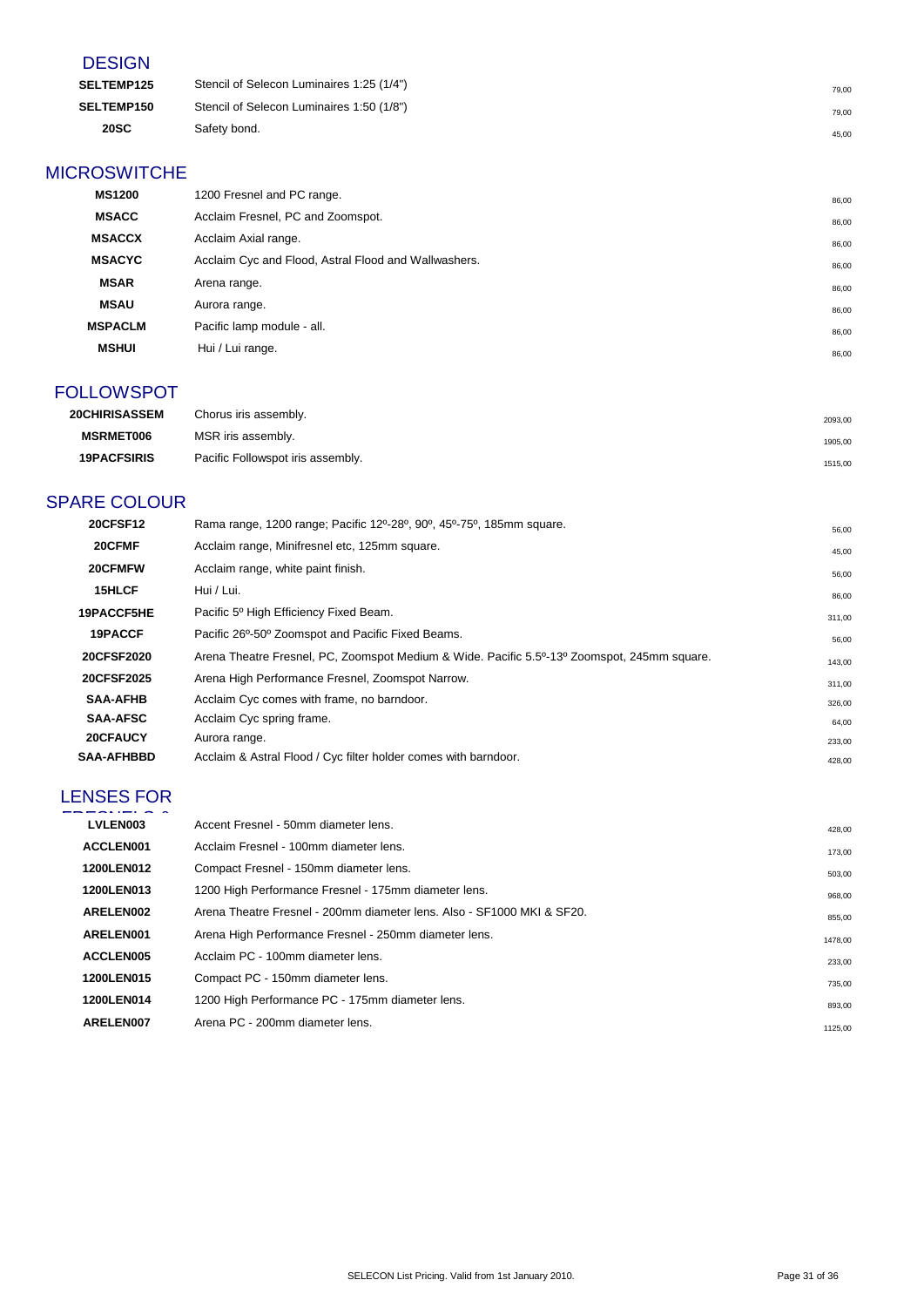## DESIGN

| | | |
|---|---|---|
| **SELTEMP125** | Stencil of Selecon Luminaires 1:25 (1/4") | 79,00 |
| **SELTEMP150** | Stencil of Selecon Luminaires 1:50 (1/8") | 79,00 |
| **20SC** | Safety bond. | 45,00 |

## MICROSWITCHE

| | | |
|---|---|---|
| **MS1200** | 1200 Fresnel and PC range. | 86,00 |
| **MSACC** | Acclaim Fresnel, PC and Zoomspot. | 86,00 |
| **MSACCX** | Acclaim Axial range. | 86,00 |
| **MSACYC** | Acclaim Cyc and Flood, Astral Flood and Wallwashers. | 86,00 |
| **MSAR** | Arena range. | 86,00 |
| **MSAU** | Aurora range. | 86,00 |
| **MSPACLM** | Pacific lamp module - all. | 86,00 |
| **MSHUI** | Hui / Lui range. | 86,00 |

## FOLLOWSPOT

| | | |
|---|---|---|
| **20CHIRISASSEM** | Chorus iris assembly. | 2093,00 |
| **MSRMET006** | MSR iris assembly. | 1905,00 |
| **19PACFSIRIS** | Pacific Followspot iris assembly. | 1515,00 |

## SPARE COLOUR

| | | |
|---|---|---|
| **20CFSF12** | Rama range, 1200 range; Pacific 12º-28º, 90º, 45º-75º, 185mm square. | 56,00 |
| **20CFMF** | Acclaim range, Minifresnel etc, 125mm square. | 45,00 |
| **20CFMFW** | Acclaim range, white paint finish. | 56,00 |
| **15HLCF** | Hui / Lui. | 86,00 |
| **19PACCF5HE** | Pacific 5º High Efficiency Fixed Beam. | 311,00 |
| **19PACCF** | Pacific 26º-50º Zoomspot and Pacific Fixed Beams. | 56,00 |
| **20CFSF2020** | Arena Theatre Fresnel, PC, Zoomspot Medium & Wide. Pacific 5.5º-13º Zoomspot, 245mm square. | 143,00 |
| **20CFSF2025** | Arena High Performance Fresnel, Zoomspot Narrow. | 311,00 |
| **SAA-AFHB** | Acclaim Cyc comes with frame, no barndoor. | 326,00 |
| **SAA-AFSC** | Acclaim Cyc spring frame. | 64,00 |
| **20CFAUCY** | Aurora range. | 233,00 |
| **SAA-AFHBBD** | Acclaim & Astral Flood / Cyc filter holder comes with barndoor. | 428,00 |

## LENSES FOR FRESNELS &

| | | |
|---|---|---|
| **LVLEN003** | Accent Fresnel - 50mm diameter lens. | 428,00 |
| **ACCLEN001** | Acclaim Fresnel - 100mm diameter lens. | 173,00 |
| **1200LEN012** | Compact Fresnel - 150mm diameter lens. | 503,00 |
| **1200LEN013** | 1200 High Performance Fresnel - 175mm diameter lens. | 968,00 |
| **ARELEN002** | Arena Theatre Fresnel - 200mm diameter lens. Also - SF1000 MKI & SF20. | 855,00 |
| **ARELEN001** | Arena High Performance Fresnel - 250mm diameter lens. | 1478,00 |
| **ACCLEN005** | Acclaim PC - 100mm diameter lens. | 233,00 |
| **1200LEN015** | Compact PC - 150mm diameter lens. | 735,00 |
| **1200LEN014** | 1200 High Performance PC - 175mm diameter lens. | 893,00 |
| **ARELEN007** | Arena PC - 200mm diameter lens. | 1125,00 |

SELECON List Pricing. Valid from 1st January 2010.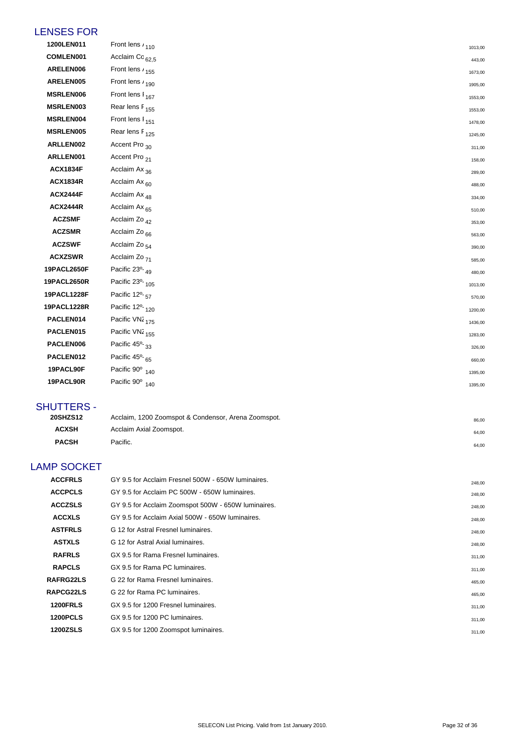## LENSES FOR

| | | | |
|---|---|---|---|
| 1200LEN011 | Front lens / | 110 | 1013,00 |
| COMLEN001 | Acclaim Co | 62,5 | 443,00 |
| ARELEN006 | Front lens / | 155 | 1673,00 |
| ARELEN005 | Front lens / | 190 | 1905,00 |
| MSRLEN006 | Front lens I | 167 | 1553,00 |
| MSRLEN003 | Rear lens F | 155 | 1553,00 |
| MSRLEN004 | Front lens I | 151 | 1478,00 |
| MSRLEN005 | Rear lens F | 125 | 1245,00 |
| ARLLEN002 | Accent Pro | 30 | 311,00 |
| ARLLEN001 | Accent Pro | 21 | 158,00 |
| ACX1834F | Acclaim Ax | 36 | 289,00 |
| ACX1834R | Acclaim Ax | 60 | 488,00 |
| ACX2444F | Acclaim Ax | 48 | 334,00 |
| ACX2444R | Acclaim Ax | 65 | 510,00 |
| ACZSMF | Acclaim Zo | 42 | 353,00 |
| ACZSMR | Acclaim Zo | 66 | 563,00 |
| ACZSWF | Acclaim Zo | 54 | 390,00 |
| ACXZSWR | Acclaim Zo | 71 | 585,00 |
| 19PACL2650F | Pacific 23º- | 49 | 480,00 |
| 19PACL2650R | Pacific 23º- | 105 | 1013,00 |
| 19PACL1228F | Pacific 12º- | 57 | 570,00 |
| 19PACL1228R | Pacific 12º- | 120 | 1200,00 |
| PACLEN014 | Pacific VNZ | 175 | 1436,00 |
| PACLEN015 | Pacific VNZ | 155 | 1283,00 |
| PACLEN006 | Pacific 45º- | 33 | 326,00 |
| PACLEN012 | Pacific 45º- | 65 | 660,00 |
| 19PACL90F | Pacific 90º | 140 | 1395,00 |
| 19PACL90R | Pacific 90º | 140 | 1395,00 |

## SHUTTERS -

| | | |
|---|---|---|
| 20SHZS12 | Acclaim, 1200 Zoomspot & Condensor, Arena Zoomspot. | 86,00 |
| ACXSH | Acclaim Axial Zoomspot. | 64,00 |
| PACSH | Pacific. | 64,00 |

## LAMP SOCKET

| | | |
|---|---|---|
| ACCFRLS | GY 9.5 for Acclaim Fresnel 500W - 650W luminaires. | 248,00 |
| ACCPCLS | GY 9.5 for Acclaim PC 500W - 650W luminaires. | 248,00 |
| ACCZSLS | GY 9.5 for Acclaim Zoomspot 500W - 650W luminaires. | 248,00 |
| ACCXLS | GY 9.5 for Acclaim Axial 500W - 650W luminaires. | 248,00 |
| ASTFRLS | G 12 for Astral Fresnel luminaires. | 248,00 |
| ASTXLS | G 12 for Astral Axial luminaires. | 248,00 |
| RAFRLS | GX 9.5 for Rama Fresnel luminaires. | 311,00 |
| RAPCLS | GX 9.5 for Rama PC luminaires. | 311,00 |
| RAFRG22LS | G 22 for Rama Fresnel luminaires. | 465,00 |
| RAPCG22LS | G 22 for Rama PC luminaires. | 465,00 |
| 1200FRLS | GX 9.5 for 1200 Fresnel luminaires. | 311,00 |
| 1200PCLS | GX 9.5 for 1200 PC luminaires. | 311,00 |
| 1200ZSLS | GX 9.5 for 1200 Zoomspot luminaires. | 311,00 |

SELECON List Pricing. Valid from 1st January 2010.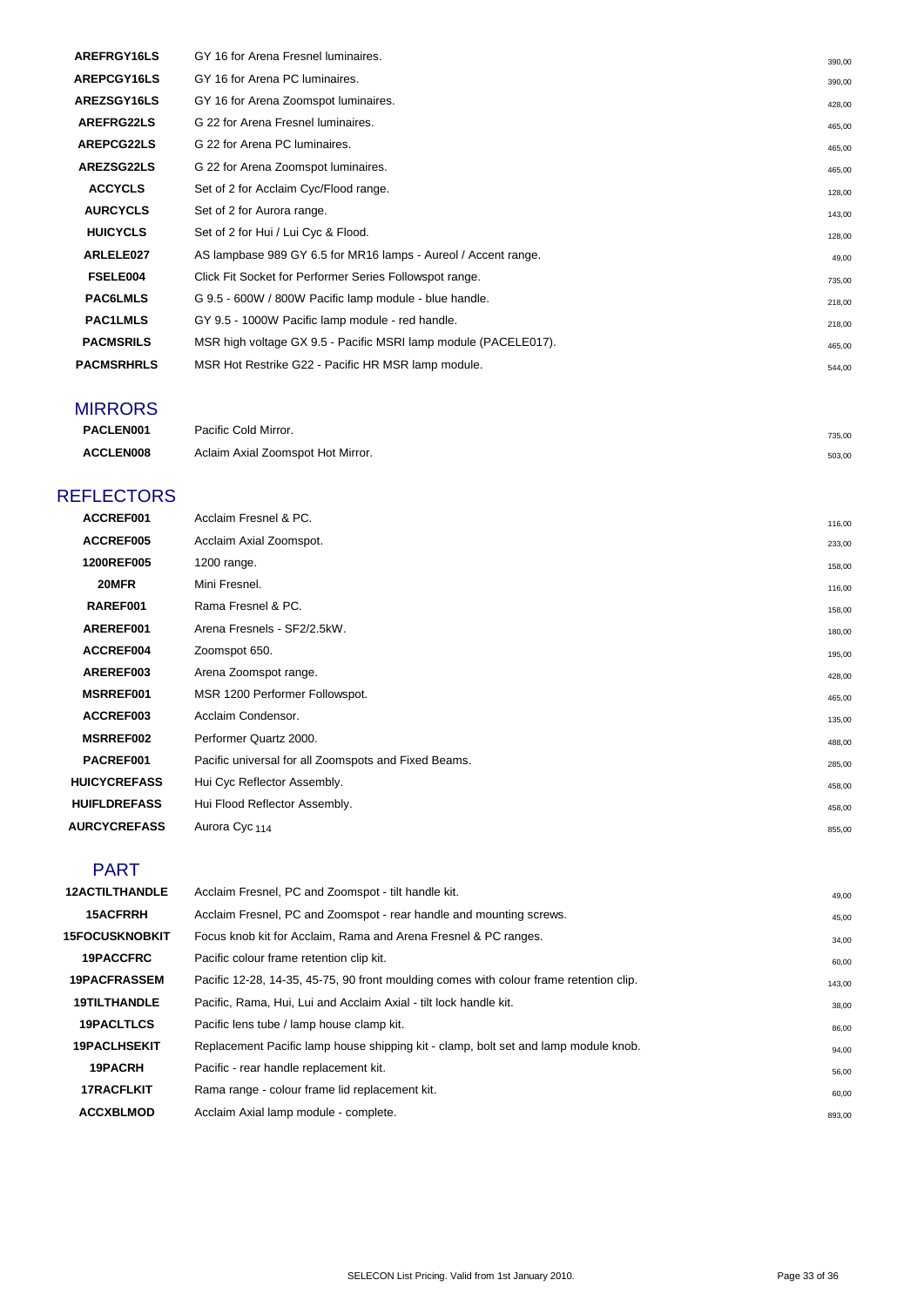| | | |
|---|---|---|
| **AREFRGY16LS** | GY 16 for Arena Fresnel luminaires. | 390,00 |
| **AREPCGY16LS** | GY 16 for Arena PC luminaires. | 390,00 |
| **AREZSGY16LS** | GY 16 for Arena Zoomspot luminaires. | 428,00 |
| **AREFRG22LS** | G 22 for Arena Fresnel luminaires. | 465,00 |
| **AREPCG22LS** | G 22 for Arena PC luminaires. | 465,00 |
| **AREZSG22LS** | G 22 for Arena Zoomspot luminaires. | 465,00 |
| **ACCYCLS** | Set of 2 for Acclaim Cyc/Flood range. | 128,00 |
| **AURCYCLS** | Set of 2 for Aurora range. | 143,00 |
| **HUICYCLS** | Set of 2 for Hui / Lui Cyc & Flood. | 128,00 |
| **ARLELE027** | AS lampbase 989 GY 6.5 for MR16 lamps - Aureol / Accent range. | 49,00 |
| **FSELE004** | Click Fit Socket for Performer Series Followspot range. | 735,00 |
| **PAC6LMLS** | G 9.5 - 600W / 800W Pacific lamp module - blue handle. | 218,00 |
| **PAC1LMLS** | GY 9.5 - 1000W Pacific lamp module - red handle. | 218,00 |
| **PACMSRILS** | MSR high voltage GX 9.5 - Pacific MSRI lamp module (PACELE017). | 465,00 |
| **PACMSRHRLS** | MSR Hot Restrike G22 - Pacific HR MSR lamp module. | 544,00 |

## MIRRORS

| | | |
|---|---|---|
| **PACLEN001** | Pacific Cold Mirror. | 735,00 |
| **ACCLEN008** | Aclaim Axial Zoomspot Hot Mirror. | 503,00 |

## REFLECTORS

| | | |
|---|---|---|
| **ACCREF001** | Acclaim Fresnel & PC. | 116,00 |
| **ACCREF005** | Acclaim Axial Zoomspot. | 233,00 |
| **1200REF005** | 1200 range. | 158,00 |
| **20MFR** | Mini Fresnel. | 116,00 |
| **RAREF001** | Rama Fresnel & PC. | 158,00 |
| **AREREF001** | Arena Fresnels - SF2/2.5kW. | 180,00 |
| **ACCREF004** | Zoomspot 650. | 195,00 |
| **AREREF003** | Arena Zoomspot range. | 428,00 |
| **MSRREF001** | MSR 1200 Performer Followspot. | 465,00 |
| **ACCREF003** | Acclaim Condensor. | 135,00 |
| **MSRREF002** | Performer Quartz 2000. | 488,00 |
| **PACREF001** | Pacific universal for all Zoomspots and Fixed Beams. | 285,00 |
| **HUICYCREFASS** | Hui Cyc Reflector Assembly. | 458,00 |
| **HUIFLDREFASS** | Hui Flood Reflector Assembly. | 458,00 |
| **AURCYCREFASS** | Aurora Cyc 114 | 855,00 |

## PART

| | | |
|---|---|---|
| **12ACTILTHANDLE** | Acclaim Fresnel, PC and Zoomspot - tilt handle kit. | 49,00 |
| **15ACFRRH** | Acclaim Fresnel, PC and Zoomspot - rear handle and mounting screws. | 45,00 |
| **15FOCUSKNOBKIT** | Focus knob kit for Acclaim, Rama and Arena Fresnel & PC ranges. | 34,00 |
| **19PACCFRC** | Pacific colour frame retention clip kit. | 60,00 |
| **19PACFRASSEM** | Pacific 12-28, 14-35, 45-75, 90 front moulding comes with colour frame retention clip. | 143,00 |
| **19TILTHANDLE** | Pacific, Rama, Hui, Lui and Acclaim Axial - tilt lock handle kit. | 38,00 |
| **19PACLTLCS** | Pacific lens tube / lamp house clamp kit. | 86,00 |
| **19PACLHSEKIT** | Replacement Pacific lamp house shipping kit - clamp, bolt set and lamp module knob. | 94,00 |
| **19PACRH** | Pacific - rear handle replacement kit. | 56,00 |
| **17RACFLKIT** | Rama range - colour frame lid replacement kit. | 60,00 |
| **ACCXBLMOD** | Acclaim Axial lamp module - complete. | 893,00 |

SELECON List Pricing. Valid from 1st January 2010.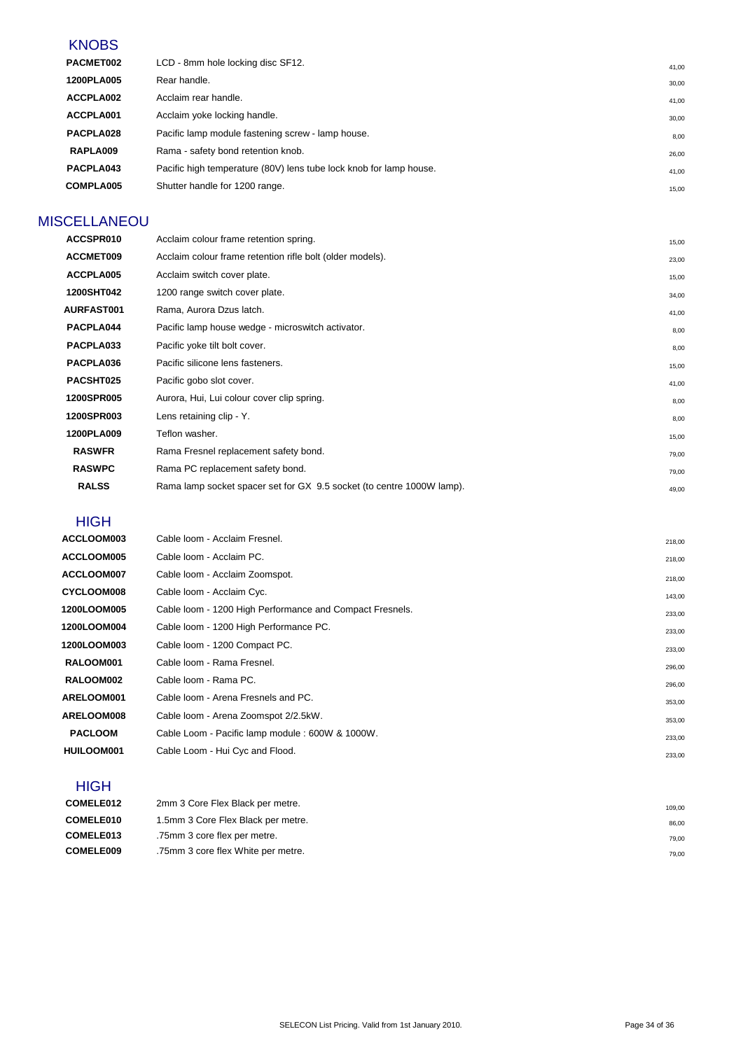## KNOBS

| | | |
|---|---|---|
| **PACMET002** | LCD - 8mm hole locking disc SF12. | 41,00 |
| **1200PLA005** | Rear handle. | 30,00 |
| **ACCPLA002** | Acclaim rear handle. | 41,00 |
| **ACCPLA001** | Acclaim yoke locking handle. | 30,00 |
| **PACPLA028** | Pacific lamp module fastening screw - lamp house. | 8,00 |
| **RAPLA009** | Rama - safety bond retention knob. | 26,00 |
| **PACPLA043** | Pacific high temperature (80V) lens tube lock knob for lamp house. | 41,00 |
| **COMPLA005** | Shutter handle for 1200 range. | 15,00 |

## MISCELLANEOU

| | | |
|---|---|---|
| **ACCSPR010** | Acclaim colour frame retention spring. | 15,00 |
| **ACCMET009** | Acclaim colour frame retention rifle bolt (older models). | 23,00 |
| **ACCPLA005** | Acclaim switch cover plate. | 15,00 |
| **1200SHT042** | 1200 range switch cover plate. | 34,00 |
| **AURFAST001** | Rama, Aurora Dzus latch. | 41,00 |
| **PACPLA044** | Pacific lamp house wedge - microswitch activator. | 8,00 |
| **PACPLA033** | Pacific yoke tilt bolt cover. | 8,00 |
| **PACPLA036** | Pacific silicone lens fasteners. | 15,00 |
| **PACSHT025** | Pacific gobo slot cover. | 41,00 |
| **1200SPR005** | Aurora, Hui, Lui colour cover clip spring. | 8,00 |
| **1200SPR003** | Lens retaining clip - Y. | 8,00 |
| **1200PLA009** | Teflon washer. | 15,00 |
| **RASWFR** | Rama Fresnel replacement safety bond. | 79,00 |
| **RASWPC** | Rama PC replacement safety bond. | 79,00 |
| **RALSS** | Rama lamp socket spacer set for GX 9.5 socket (to centre 1000W lamp). | 49,00 |

## HIGH

| | | |
|---|---|---|
| **ACCLOOM003** | Cable loom - Acclaim Fresnel. | 218,00 |
| **ACCLOOM005** | Cable loom - Acclaim PC. | 218,00 |
| **ACCLOOM007** | Cable loom - Acclaim Zoomspot. | 218,00 |
| **CYCLOOM008** | Cable loom - Acclaim Cyc. | 143,00 |
| **1200LOOM005** | Cable loom - 1200 High Performance and Compact Fresnels. | 233,00 |
| **1200LOOM004** | Cable loom - 1200 High Performance PC. | 233,00 |
| **1200LOOM003** | Cable loom - 1200 Compact PC. | 233,00 |
| **RALOOM001** | Cable loom - Rama Fresnel. | 296,00 |
| **RALOOM002** | Cable loom - Rama PC. | 296,00 |
| **ARELOOM001** | Cable loom - Arena Fresnels and PC. | 353,00 |
| **ARELOOM008** | Cable loom - Arena Zoomspot 2/2.5kW. | 353,00 |
| **PACLOOM** | Cable Loom - Pacific lamp module : 600W & 1000W. | 233,00 |
| **HUILOOM001** | Cable Loom - Hui Cyc and Flood. | 233,00 |

## HIGH

| | | |
|---|---|---|
| **COMELE012** | 2mm 3 Core Flex Black per metre. | 109,00 |
| **COMELE010** | 1.5mm 3 Core Flex Black per metre. | 86,00 |
| **COMELE013** | .75mm 3 core flex per metre. | 79,00 |
| **COMELE009** | .75mm 3 core flex White per metre. | 79,00 |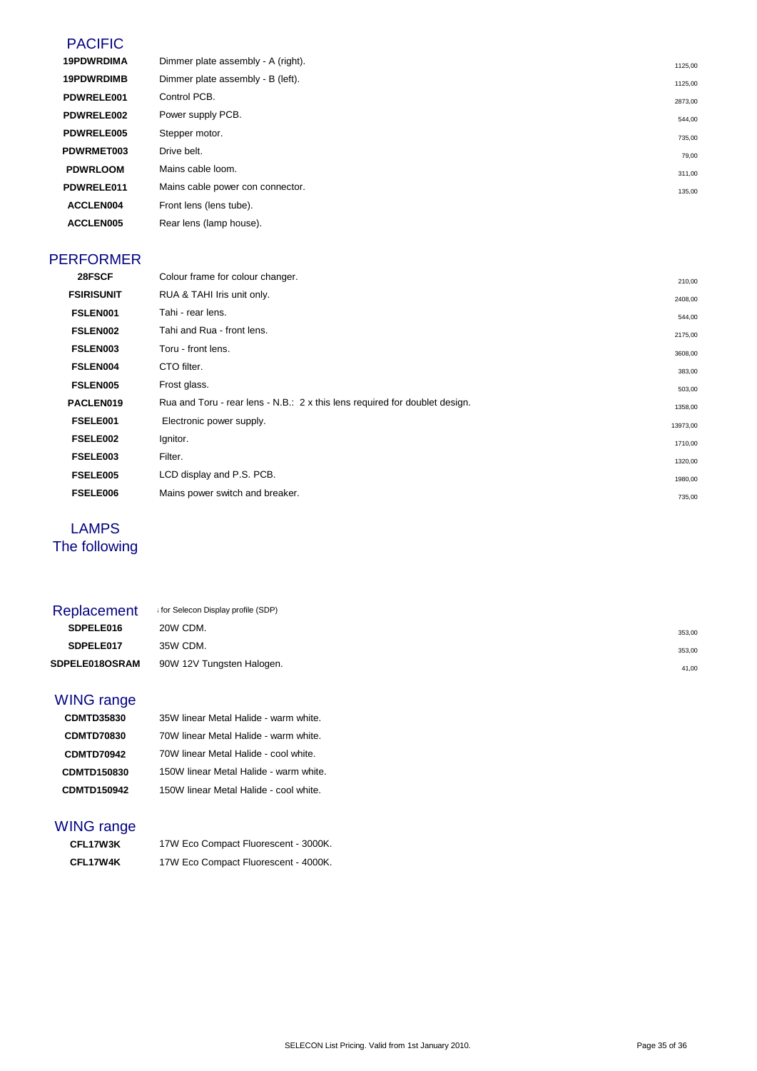## PACIFIC

| | | |
|---|---|---|
| **19PDWRDIMA** | Dimmer plate assembly - A (right). | 1125,00 |
| **19PDWRDIMB** | Dimmer plate assembly - B (left). | 1125,00 |
| **PDWRELE001** | Control PCB. | 2873,00 |
| **PDWRELE002** | Power supply PCB. | 544,00 |
| **PDWRELE005** | Stepper motor. | 735,00 |
| **PDWRMET003** | Drive belt. | 79,00 |
| **PDWRLOOM** | Mains cable loom. | 311,00 |
| **PDWRELE011** | Mains cable power con connector. | 135,00 |
| **ACCLEN004** | Front lens (lens tube). | |
| **ACCLEN005** | Rear lens (lamp house). | |

## PERFORMER

| | | |
|---|---|---|
| **28FSCF** | Colour frame for colour changer. | 210,00 |
| **FSIRISUNIT** | RUA & TAHI Iris unit only. | 2408,00 |
| **FSLEN001** | Tahi - rear lens. | 544,00 |
| **FSLEN002** | Tahi and Rua - front lens. | 2175,00 |
| **FSLEN003** | Toru - front lens. | 3608,00 |
| **FSLEN004** | CTO filter. | 383,00 |
| **FSLEN005** | Frost glass. | 503,00 |
| **PACLEN019** | Rua and Toru - rear lens - N.B.: 2 x this lens required for doublet design. | 1358,00 |
| **FSELE001** | Electronic power supply. | 13973,00 |
| **FSELE002** | Ignitor. | 1710,00 |
| **FSELE003** | Filter. | 1320,00 |
| **FSELE005** | LCD display and P.S. PCB. | 1980,00 |
| **FSELE006** | Mains power switch and breaker. | 735,00 |

## LAMPS
The following

## Replacement

; for Selecon Display profile (SDP)

| | | |
|---|---|---|
| **SDPELE016** | 20W CDM. | 353,00 |
| **SDPELE017** | 35W CDM. | 353,00 |
| **SDPELE018OSRAM** | 90W 12V Tungsten Halogen. | 41,00 |

## WING range

| | |
|---|---|
| **CDMTD35830** | 35W linear Metal Halide - warm white. |
| **CDMTD70830** | 70W linear Metal Halide - warm white. |
| **CDMTD70942** | 70W linear Metal Halide - cool white. |
| **CDMTD150830** | 150W linear Metal Halide - warm white. |
| **CDMTD150942** | 150W linear Metal Halide - cool white. |

## WING range

| | |
|---|---|
| **CFL17W3K** | 17W Eco Compact Fluorescent - 3000K. |
| **CFL17W4K** | 17W Eco Compact Fluorescent - 4000K. |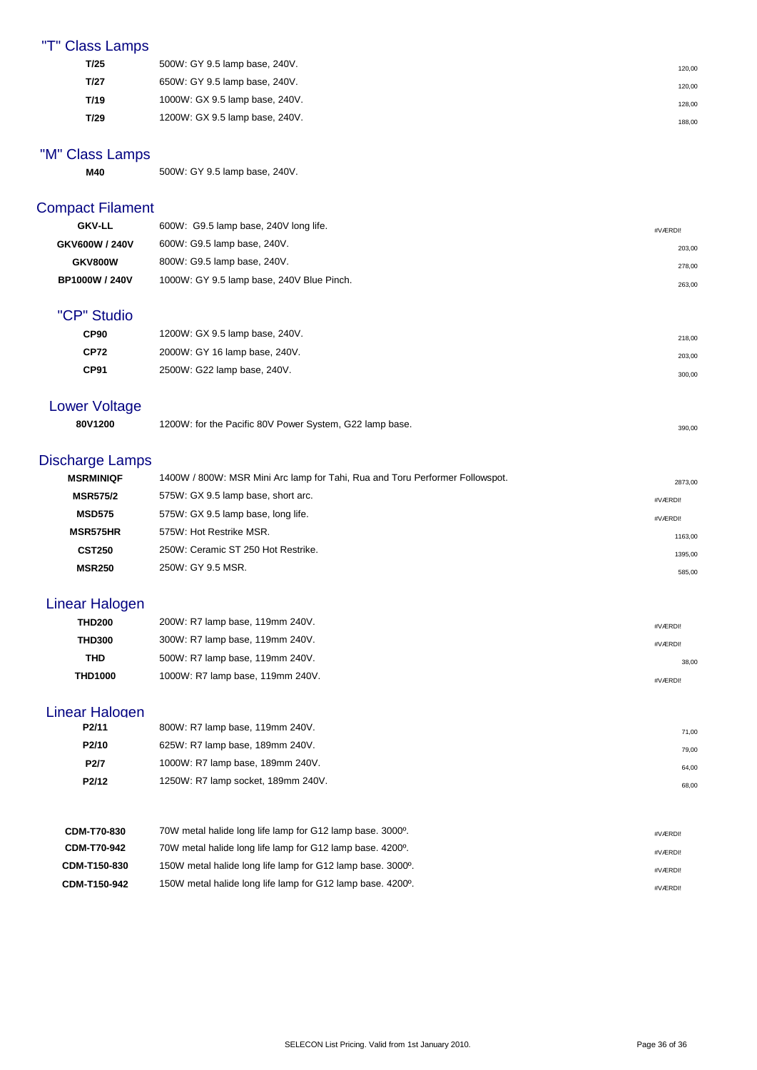## "T" Class Lamps

| | | |
|---|---|---|
| **T/25** | 500W: GY 9.5 lamp base, 240V. | 120,00 |
| **T/27** | 650W: GY 9.5 lamp base, 240V. | 120,00 |
| **T/19** | 1000W: GX 9.5 lamp base, 240V. | 128,00 |
| **T/29** | 1200W: GX 9.5 lamp base, 240V. | 188,00 |

## "M" Class Lamps

| | | |
|---|---|---|
| **M40** | 500W: GY 9.5 lamp base, 240V. | |

## Compact Filament

| | | |
|---|---|---|
| **GKV-LL** | 600W: G9.5 lamp base, 240V long life. | #VÆRDI! |
| **GKV600W / 240V** | 600W: G9.5 lamp base, 240V. | 203,00 |
| **GKV800W** | 800W: G9.5 lamp base, 240V. | 278,00 |
| **BP1000W / 240V** | 1000W: GY 9.5 lamp base, 240V Blue Pinch. | 263,00 |

## "CP" Studio

| | | |
|---|---|---|
| **CP90** | 1200W: GX 9.5 lamp base, 240V. | 218,00 |
| **CP72** | 2000W: GY 16 lamp base, 240V. | 203,00 |
| **CP91** | 2500W: G22 lamp base, 240V. | 300,00 |

## Lower Voltage

| | | |
|---|---|---|
| **80V1200** | 1200W: for the Pacific 80V Power System, G22 lamp base. | 390,00 |

## Discharge Lamps

| | | |
|---|---|---|
| **MSRMINIQF** | 1400W / 800W: MSR Mini Arc lamp for Tahi, Rua and Toru Performer Followspot. | 2873,00 |
| **MSR575/2** | 575W: GX 9.5 lamp base, short arc. | #VÆRDI! |
| **MSD575** | 575W: GX 9.5 lamp base, long life. | #VÆRDI! |
| **MSR575HR** | 575W: Hot Restrike MSR. | 1163,00 |
| **CST250** | 250W: Ceramic ST 250 Hot Restrike. | 1395,00 |
| **MSR250** | 250W: GY 9.5 MSR. | 585,00 |

## Linear Halogen

| | | |
|---|---|---|
| **THD200** | 200W: R7 lamp base, 119mm 240V. | #VÆRDI! |
| **THD300** | 300W: R7 lamp base, 119mm 240V. | #VÆRDI! |
| **THD** | 500W: R7 lamp base, 119mm 240V. | 38,00 |
| **THD1000** | 1000W: R7 lamp base, 119mm 240V. | #VÆRDI! |

## Linear Halogen

| | | |
|---|---|---|
| **P2/11** | 800W: R7 lamp base, 119mm 240V. | 71,00 |
| **P2/10** | 625W: R7 lamp base, 189mm 240V. | 79,00 |
| **P2/7** | 1000W: R7 lamp base, 189mm 240V. | 64,00 |
| **P2/12** | 1250W: R7 lamp socket, 189mm 240V. | 68,00 |

| | | |
|---|---|---|
| **CDM-T70-830** | 70W metal halide long life lamp for G12 lamp base. 3000º. | #VÆRDI! |
| **CDM-T70-942** | 70W metal halide long life lamp for G12 lamp base. 4200º. | #VÆRDI! |
| **CDM-T150-830** | 150W metal halide long life lamp for G12 lamp base. 3000º. | #VÆRDI! |
| **CDM-T150-942** | 150W metal halide long life lamp for G12 lamp base. 4200º. | #VÆRDI! |

SELECON List Pricing. Valid from 1st January 2010.